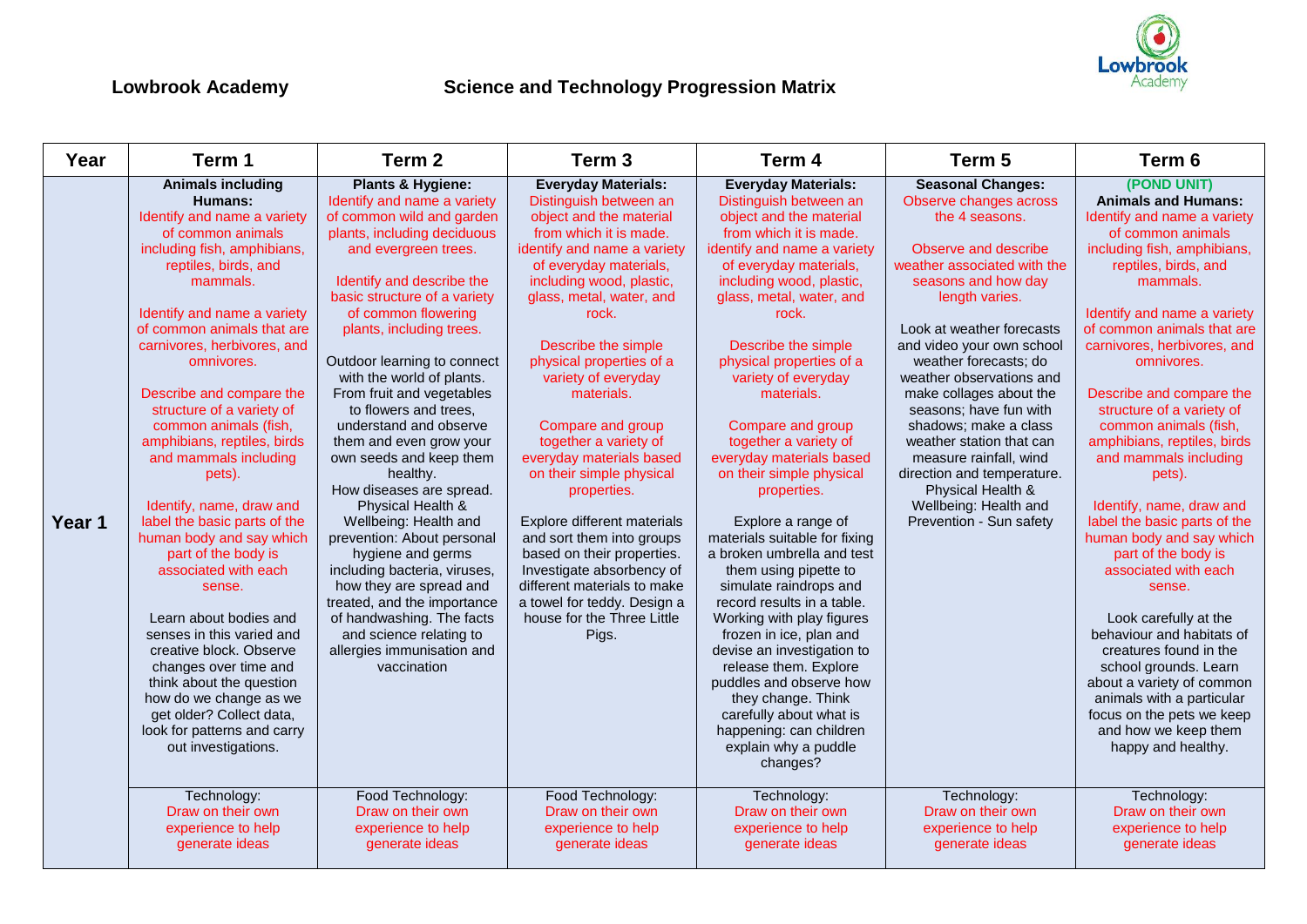# Lowbrook Academy

## Science and Technology Progression Matrix

| Year | Term 1 | Term 2 | Term 3 | Term 4 | Term 5 | Term 6 |
|---|---|---|---|---|---|---|
| **Year 1** | **Animals including Humans:** Identify and name a variety of common animals including fish, amphibians, reptiles, birds, and mammals.<br><br>Identify and name a variety of common animals that are carnivores, herbivores, and omnivores.<br><br>Describe and compare the structure of a variety of common animals (fish, amphibians, reptiles, birds and mammals including pets).<br><br>Identify, name, draw and label the basic parts of the human body and say which part of the body is associated with each sense.<br><br>Learn about bodies and senses in this varied and creative block. Observe changes over time and think about the question how do we change as we get older? Collect data, look for patterns and carry out investigations. | **Plants & Hygiene:** Identify and name a variety of common wild and garden plants, including deciduous and evergreen trees.<br><br>Identify and describe the basic structure of a variety of common flowering plants, including trees.<br><br>Outdoor learning to connect with the world of plants. From fruit and vegetables to flowers and trees, understand and observe them and even grow your own seeds and keep them healthy.<br>How diseases are spread. Physical Health & Wellbeing: Health and prevention: About personal hygiene and germs including bacteria, viruses, how they are spread and treated, and the importance of handwashing. The facts and science relating to allergies immunisation and vaccination | **Everyday Materials:** Distinguish between an object and the material from which it is made. identify and name a variety of everyday materials, including wood, plastic, glass, metal, water, and rock.<br><br>Describe the simple physical properties of a variety of everyday materials.<br><br>Compare and group together a variety of everyday materials based on their simple physical properties.<br><br>Explore different materials and sort them into groups based on their properties. Investigate absorbency of different materials to make a towel for teddy. Design a house for the Three Little Pigs. | **Everyday Materials:** Distinguish between an object and the material from which it is made. identify and name a variety of everyday materials, including wood, plastic, glass, metal, water, and rock.<br><br>Describe the simple physical properties of a variety of everyday materials.<br><br>Compare and group together a variety of everyday materials based on their simple physical properties.<br><br>Explore a range of materials suitable for fixing a broken umbrella and test them using pipette to simulate raindrops and record results in a table. Working with play figures frozen in ice, plan and devise an investigation to release them. Explore puddles and observe how they change. Think carefully about what is happening: can children explain why a puddle changes? | **Seasonal Changes:** Observe changes across the 4 seasons.<br><br>Observe and describe weather associated with the seasons and how day length varies.<br><br>Look at weather forecasts and video your own school weather forecasts; do weather observations and make collages about the seasons; have fun with shadows; make a class weather station that can measure rainfall, wind direction and temperature.<br>Physical Health & Wellbeing: Health and Prevention - Sun safety | (POND UNIT)<br>**Animals and Humans:** Identify and name a variety of common animals including fish, amphibians, reptiles, birds, and mammals.<br><br>Identify and name a variety of common animals that are carnivores, herbivores, and omnivores.<br><br>Describe and compare the structure of a variety of common animals (fish, amphibians, reptiles, birds and mammals including pets).<br><br>Identify, name, draw and label the basic parts of the human body and say which part of the body is associated with each sense.<br><br>Look carefully at the behaviour and habitats of creatures found in the school grounds. Learn about a variety of common animals with a particular focus on the pets we keep and how we keep them happy and healthy. |
| | Technology: Draw on their own experience to help generate ideas | Food Technology: Draw on their own experience to help generate ideas | Food Technology: Draw on their own experience to help generate ideas | Technology: Draw on their own experience to help generate ideas | Technology: Draw on their own experience to help generate ideas | Technology: Draw on their own experience to help generate ideas |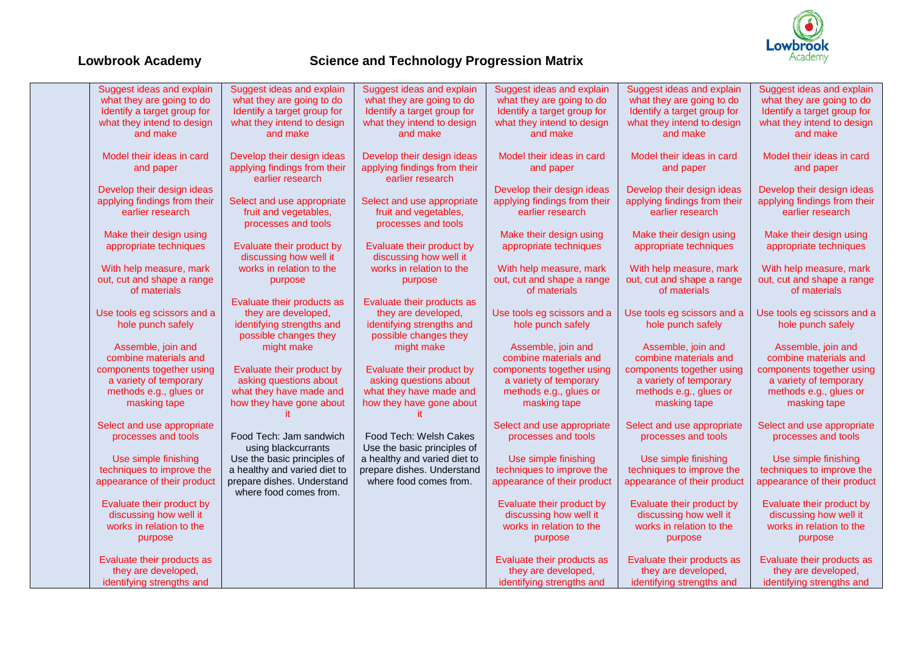**Lowbrook Academy** **Science and Technology Progression Matrix**

| | | | | | | |
|---|---|---|---|---|---|---|
| | Suggest ideas and explain what they are going to do Identify a target group for what they intend to design and make<br><br>Model their ideas in card and paper<br><br>Develop their design ideas applying findings from their earlier research<br><br>Make their design using appropriate techniques<br><br>With help measure, mark out, cut and shape a range of materials<br><br>Use tools eg scissors and a hole punch safely<br><br>Assemble, join and combine materials and components together using a variety of temporary methods e.g., glues or masking tape<br><br>Select and use appropriate processes and tools<br><br>Use simple finishing techniques to improve the appearance of their product<br><br>Evaluate their product by discussing how well it works in relation to the purpose<br><br>Evaluate their products as they are developed, identifying strengths and | Suggest ideas and explain what they are going to do Identify a target group for what they intend to design and make<br><br>Develop their design ideas applying findings from their earlier research<br><br>Select and use appropriate fruit and vegetables, processes and tools<br><br>Evaluate their product by discussing how well it works in relation to the purpose<br><br>Evaluate their products as they are developed, identifying strengths and possible changes they might make<br><br>Evaluate their product by asking questions about what they have made and how they have gone about it<br><br>Food Tech: Jam sandwich using blackcurrants<br>Use the basic principles of a healthy and varied diet to prepare dishes. Understand where food comes from. | Suggest ideas and explain what they are going to do Identify a target group for what they intend to design and make<br><br>Develop their design ideas applying findings from their earlier research<br><br>Select and use appropriate fruit and vegetables, processes and tools<br><br>Evaluate their product by discussing how well it works in relation to the purpose<br><br>Evaluate their products as they are developed, identifying strengths and possible changes they might make<br><br>Evaluate their product by asking questions about what they have made and how they have gone about it<br><br>Food Tech: Welsh Cakes<br>Use the basic principles of a healthy and varied diet to prepare dishes. Understand where food comes from. | Suggest ideas and explain what they are going to do Identify a target group for what they intend to design and make<br><br>Model their ideas in card and paper<br><br>Develop their design ideas applying findings from their earlier research<br><br>Make their design using appropriate techniques<br><br>With help measure, mark out, cut and shape a range of materials<br><br>Use tools eg scissors and a hole punch safely<br><br>Assemble, join and combine materials and components together using a variety of temporary methods e.g., glues or masking tape<br><br>Select and use appropriate processes and tools<br><br>Use simple finishing techniques to improve the appearance of their product<br><br>Evaluate their product by discussing how well it works in relation to the purpose<br><br>Evaluate their products as they are developed, identifying strengths and | Suggest ideas and explain what they are going to do Identify a target group for what they intend to design and make<br><br>Model their ideas in card and paper<br><br>Develop their design ideas applying findings from their earlier research<br><br>Make their design using appropriate techniques<br><br>With help measure, mark out, cut and shape a range of materials<br><br>Use tools eg scissors and a hole punch safely<br><br>Assemble, join and combine materials and components together using a variety of temporary methods e.g., glues or masking tape<br><br>Select and use appropriate processes and tools<br><br>Use simple finishing techniques to improve the appearance of their product<br><br>Evaluate their product by discussing how well it works in relation to the purpose<br><br>Evaluate their products as they are developed, identifying strengths and | Suggest ideas and explain what they are going to do Identify a target group for what they intend to design and make<br><br>Model their ideas in card and paper<br><br>Develop their design ideas applying findings from their earlier research<br><br>Make their design using appropriate techniques<br><br>With help measure, mark out, cut and shape a range of materials<br><br>Use tools eg scissors and a hole punch safely<br><br>Assemble, join and combine materials and components together using a variety of temporary methods e.g., glues or masking tape<br><br>Select and use appropriate processes and tools<br><br>Use simple finishing techniques to improve the appearance of their product<br><br>Evaluate their product by discussing how well it works in relation to the purpose<br><br>Evaluate their products as they are developed, identifying strengths and |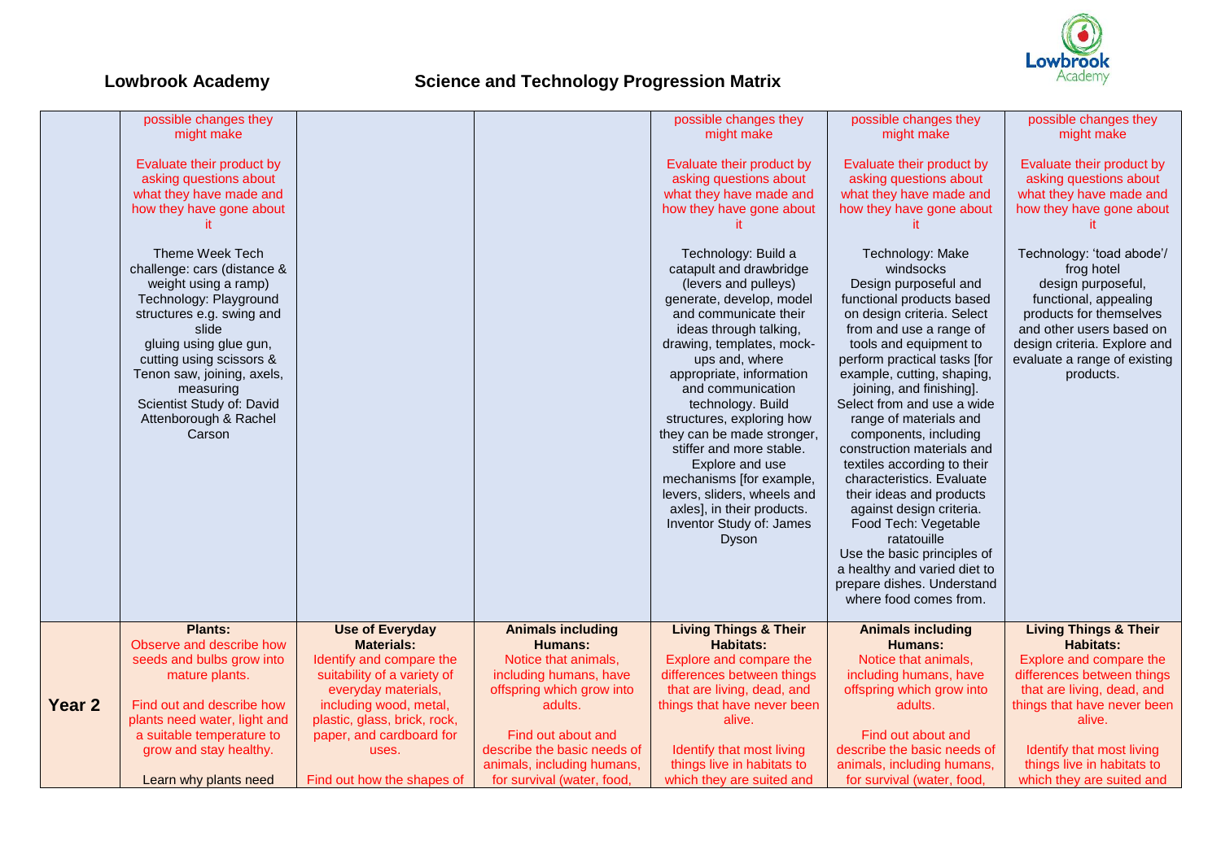# Lowbrook Academy

## Science and Technology Progression Matrix

| | | | | | | |
|---|---|---|---|---|---|---|
| | possible changes they might make<br><br>Evaluate their product by asking questions about what they have made and how they have gone about it<br><br>Theme Week Tech challenge: cars (distance & weight using a ramp)<br>Technology: Playground structures e.g. swing and slide<br>gluing using glue gun, cutting using scissors & Tenon saw, joining, axels, measuring<br>Scientist Study of: David Attenborough & Rachel Carson | | | possible changes they might make<br><br>Evaluate their product by asking questions about what they have made and how they have gone about it<br><br>Technology: Build a catapult and drawbridge (levers and pulleys)<br>generate, develop, model and communicate their ideas through talking, drawing, templates, mock-ups and, where appropriate, information and communication technology. Build structures, exploring how they can be made stronger, stiffer and more stable. Explore and use mechanisms [for example, levers, sliders, wheels and axles], in their products.<br>Inventor Study of: James Dyson | possible changes they might make<br><br>Evaluate their product by asking questions about what they have made and how they have gone about it<br><br>Technology: Make windsocks<br>Design purposeful and functional products based on design criteria. Select from and use a range of tools and equipment to perform practical tasks [for example, cutting, shaping, joining, and finishing]. Select from and use a wide range of materials and components, including construction materials and textiles according to their characteristics. Evaluate their ideas and products against design criteria.<br>Food Tech: Vegetable ratatouille<br>Use the basic principles of a healthy and varied diet to prepare dishes. Understand where food comes from. | possible changes they might make<br><br>Evaluate their product by asking questions about what they have made and how they have gone about it<br><br>Technology: 'toad abode'/ frog hotel<br>design purposeful, functional, appealing products for themselves and other users based on design criteria. Explore and evaluate a range of existing products. |
| **Year 2** | **Plants:**<br>Observe and describe how seeds and bulbs grow into mature plants.<br><br>Find out and describe how plants need water, light and a suitable temperature to grow and stay healthy.<br><br>Learn why plants need | **Use of Everyday Materials:**<br>Identify and compare the suitability of a variety of everyday materials, including wood, metal, plastic, glass, brick, rock, paper, and cardboard for uses.<br><br>Find out how the shapes of | **Animals including Humans:**<br>Notice that animals, including humans, have offspring which grow into adults.<br><br>Find out about and describe the basic needs of animals, including humans, for survival (water, food, | **Living Things & Their Habitats:**<br>Explore and compare the differences between things that are living, dead, and things that have never been alive.<br><br>Identify that most living things live in habitats to which they are suited and | **Animals including Humans:**<br>Notice that animals, including humans, have offspring which grow into adults.<br><br>Find out about and describe the basic needs of animals, including humans, for survival (water, food, | **Living Things & Their Habitats:**<br>Explore and compare the differences between things that are living, dead, and things that have never been alive.<br><br>Identify that most living things live in habitats to which they are suited and |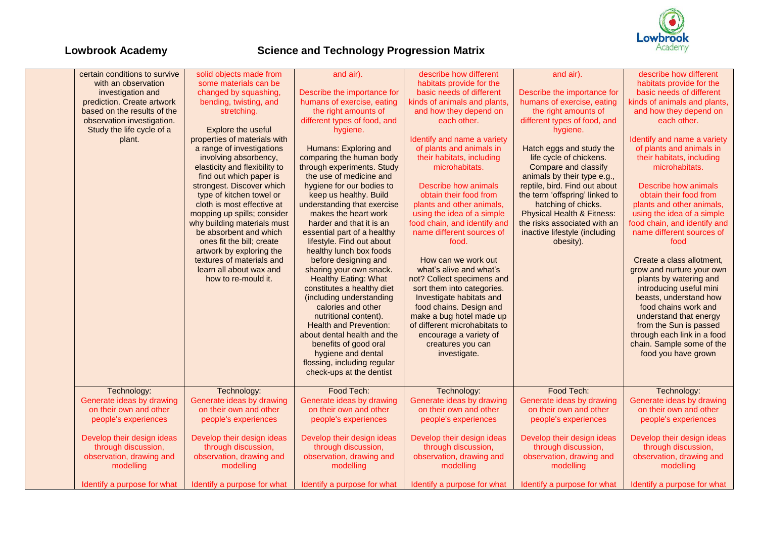# Lowbrook Academy

## Science and Technology Progression Matrix

| | | | | | | |
|---|---|---|---|---|---|---|
| | certain conditions to survive with an observation investigation and prediction. Create artwork based on the results of the observation investigation. Study the life cycle of a plant. | solid objects made from some materials can be changed by squashing, bending, twisting, and stretching.<br><br>Explore the useful properties of materials with a range of investigations involving absorbency, elasticity and flexibility to find out which paper is strongest. Discover which type of kitchen towel or cloth is most effective at mopping up spills; consider why building materials must be absorbent and which ones fit the bill; create artwork by exploring the textures of materials and learn all about wax and how to re-mould it. | and air).<br><br>Describe the importance for humans of exercise, eating the right amounts of different types of food, and hygiene.<br><br>Humans: Exploring and comparing the human body through experiments. Study the use of medicine and hygiene for our bodies to keep us healthy. Build understanding that exercise makes the heart work harder and that it is an essential part of a healthy lifestyle. Find out about healthy lunch box foods before designing and sharing your own snack. Healthy Eating: What constitutes a healthy diet (including understanding calories and other nutritional content). Health and Prevention: about dental health and the benefits of good oral hygiene and dental flossing, including regular check-ups at the dentist | describe how different habitats provide for the basic needs of different kinds of animals and plants, and how they depend on each other.<br><br>Identify and name a variety of plants and animals in their habitats, including microhabitats.<br><br>Describe how animals obtain their food from plants and other animals, using the idea of a simple food chain, and identify and name different sources of food.<br><br>How can we work out what's alive and what's not? Collect specimens and sort them into categories. Investigate habitats and food chains. Design and make a bug hotel made up of different microhabitats to encourage a variety of creatures you can investigate. | and air).<br><br>Describe the importance for humans of exercise, eating the right amounts of different types of food, and hygiene.<br><br>Hatch eggs and study the life cycle of chickens. Compare and classify animals by their type e.g., reptile, bird. Find out about the term 'offspring' linked to hatching of chicks. Physical Health & Fitness: the risks associated with an inactive lifestyle (including obesity). | describe how different habitats provide for the basic needs of different kinds of animals and plants, and how they depend on each other.<br><br>Identify and name a variety of plants and animals in their habitats, including microhabitats.<br><br>Describe how animals obtain their food from plants and other animals, using the idea of a simple food chain, and identify and name different sources of food<br><br>Create a class allotment, grow and nurture your own plants by watering and introducing useful mini beasts, understand how food chains work and understand that energy from the Sun is passed through each link in a food chain. Sample some of the food you have grown |
| | Technology:<br>Generate ideas by drawing on their own and other people's experiences<br><br>Develop their design ideas through discussion, observation, drawing and modelling<br><br>Identify a purpose for what | Technology:<br>Generate ideas by drawing on their own and other people's experiences<br><br>Develop their design ideas through discussion, observation, drawing and modelling<br><br>Identify a purpose for what | Food Tech:<br>Generate ideas by drawing on their own and other people's experiences<br><br>Develop their design ideas through discussion, observation, drawing and modelling<br><br>Identify a purpose for what | Technology:<br>Generate ideas by drawing on their own and other people's experiences<br><br>Develop their design ideas through discussion, observation, drawing and modelling<br><br>Identify a purpose for what | Food Tech:<br>Generate ideas by drawing on their own and other people's experiences<br><br>Develop their design ideas through discussion, observation, drawing and modelling<br><br>Identify a purpose for what | Technology:<br>Generate ideas by drawing on their own and other people's experiences<br><br>Develop their design ideas through discussion, observation, drawing and modelling<br><br>Identify a purpose for what |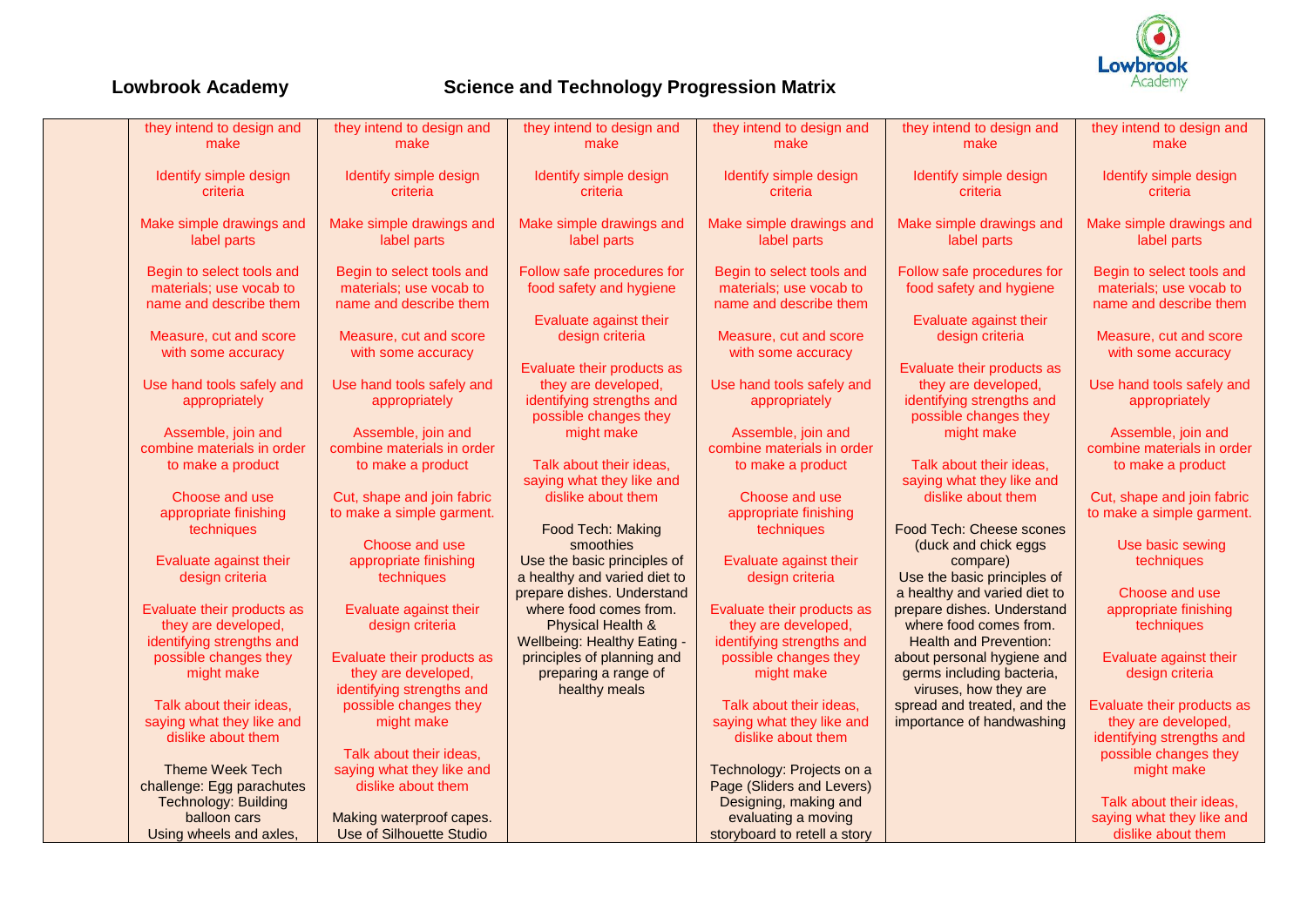# Lowbrook Academy

## Science and Technology Progression Matrix

| | | | | | | |
|---|---|---|---|---|---|---|
| | they intend to design and make<br><br>Identify simple design criteria<br><br>Make simple drawings and label parts<br><br>Begin to select tools and materials; use vocab to name and describe them<br><br>Measure, cut and score with some accuracy<br><br>Use hand tools safely and appropriately<br><br>Assemble, join and combine materials in order to make a product<br><br>Choose and use appropriate finishing techniques<br><br>Evaluate against their design criteria<br><br>Evaluate their products as they are developed, identifying strengths and possible changes they might make<br><br>Talk about their ideas, saying what they like and dislike about them<br><br>Theme Week Tech challenge: Egg parachutes<br>Technology: Building balloon cars<br>Using wheels and axles, | they intend to design and make<br><br>Identify simple design criteria<br><br>Make simple drawings and label parts<br><br>Begin to select tools and materials; use vocab to name and describe them<br><br>Measure, cut and score with some accuracy<br><br>Use hand tools safely and appropriately<br><br>Assemble, join and combine materials in order to make a product<br><br>Cut, shape and join fabric to make a simple garment.<br><br>Choose and use appropriate finishing techniques<br><br>Evaluate against their design criteria<br><br>Evaluate their products as they are developed, identifying strengths and possible changes they might make<br><br>Talk about their ideas, saying what they like and dislike about them<br><br>Making waterproof capes.<br>Use of Silhouette Studio | they intend to design and make<br><br>Identify simple design criteria<br><br>Make simple drawings and label parts<br><br>Follow safe procedures for food safety and hygiene<br><br>Evaluate against their design criteria<br><br>Evaluate their products as they are developed, identifying strengths and possible changes they might make<br><br>Talk about their ideas, saying what they like and dislike about them<br><br>Food Tech: Making smoothies<br>Use the basic principles of a healthy and varied diet to prepare dishes. Understand where food comes from.<br>Physical Health & Wellbeing: Healthy Eating - principles of planning and preparing a range of healthy meals | they intend to design and make<br><br>Identify simple design criteria<br><br>Make simple drawings and label parts<br><br>Begin to select tools and materials; use vocab to name and describe them<br><br>Measure, cut and score with some accuracy<br><br>Use hand tools safely and appropriately<br><br>Assemble, join and combine materials in order to make a product<br><br>Choose and use appropriate finishing techniques<br><br>Evaluate against their design criteria<br><br>Evaluate their products as they are developed, identifying strengths and possible changes they might make<br><br>Talk about their ideas, saying what they like and dislike about them<br><br>Technology: Projects on a Page (Sliders and Levers)<br>Designing, making and evaluating a moving storyboard to retell a story | they intend to design and make<br><br>Identify simple design criteria<br><br>Make simple drawings and label parts<br><br>Follow safe procedures for food safety and hygiene<br><br>Evaluate against their design criteria<br><br>Evaluate their products as they are developed, identifying strengths and possible changes they might make<br><br>Talk about their ideas, saying what they like and dislike about them<br><br>Food Tech: Cheese scones (duck and chick eggs compare)<br>Use the basic principles of a healthy and varied diet to prepare dishes. Understand where food comes from.<br>Health and Prevention: about personal hygiene and germs including bacteria, viruses, how they are spread and treated, and the importance of handwashing | they intend to design and make<br><br>Identify simple design criteria<br><br>Make simple drawings and label parts<br><br>Begin to select tools and materials; use vocab to name and describe them<br><br>Measure, cut and score with some accuracy<br><br>Use hand tools safely and appropriately<br><br>Assemble, join and combine materials in order to make a product<br><br>Cut, shape and join fabric to make a simple garment.<br><br>Use basic sewing techniques<br><br>Choose and use appropriate finishing techniques<br><br>Evaluate against their design criteria<br><br>Evaluate their products as they are developed, identifying strengths and possible changes they might make<br><br>Talk about their ideas, saying what they like and dislike about them |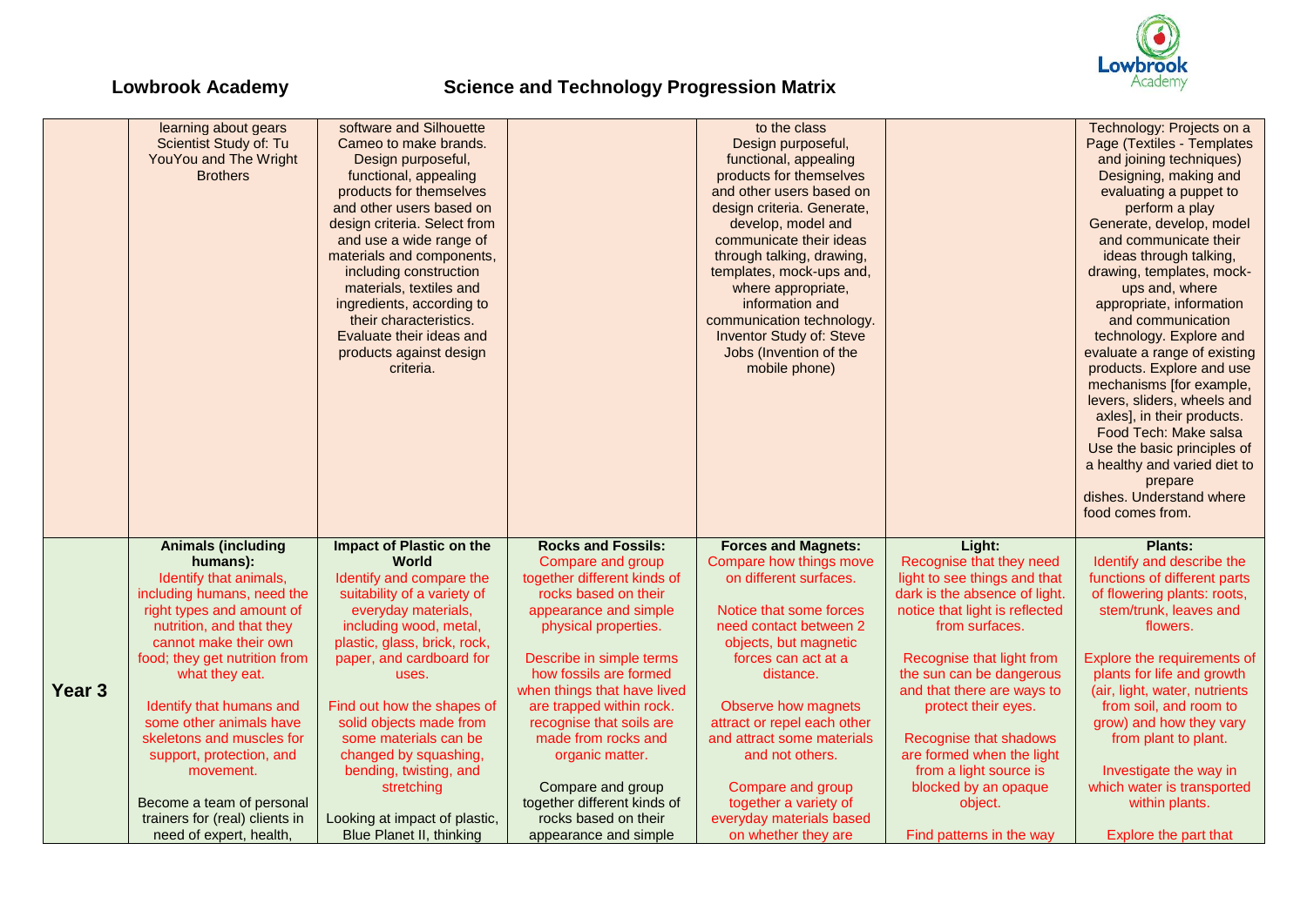# Lowbrook Academy

## Science and Technology Progression Matrix

| | | | | | | |
|---|---|---|---|---|---|---|
| | learning about gears Scientist Study of: Tu YouYou and The Wright Brothers | software and Silhouette Cameo to make brands. Design purposeful, functional, appealing products for themselves and other users based on design criteria. Select from and use a wide range of materials and components, including construction materials, textiles and ingredients, according to their characteristics. Evaluate their ideas and products against design criteria. | | to the class Design purposeful, functional, appealing products for themselves and other users based on design criteria. Generate, develop, model and communicate their ideas through talking, drawing, templates, mock-ups and, where appropriate, information and communication technology. Inventor Study of: Steve Jobs (Invention of the mobile phone) | | Technology: Projects on a Page (Textiles - Templates and joining techniques) Designing, making and evaluating a puppet to perform a play Generate, develop, model and communicate their ideas through talking, drawing, templates, mock-ups and, where appropriate, information and communication technology. Explore and evaluate a range of existing products. Explore and use mechanisms [for example, levers, sliders, wheels and axles], in their products. Food Tech: Make salsa Use the basic principles of a healthy and varied diet to prepare dishes. Understand where food comes from. |
| **Year 3** | **Animals (including humans):** Identify that animals, including humans, need the right types and amount of nutrition, and that they cannot make their own food; they get nutrition from what they eat.<br><br>Identify that humans and some other animals have skeletons and muscles for support, protection, and movement.<br><br>Become a team of personal trainers for (real) clients in need of expert, health, | **Impact of Plastic on the World** Identify and compare the suitability of a variety of everyday materials, including wood, metal, plastic, glass, brick, rock, paper, and cardboard for uses.<br><br>Find out how the shapes of solid objects made from some materials can be changed by squashing, bending, twisting, and stretching<br><br>Looking at impact of plastic, Blue Planet II, thinking | **Rocks and Fossils:** Compare and group together different kinds of rocks based on their appearance and simple physical properties.<br><br>Describe in simple terms how fossils are formed when things that have lived are trapped within rock. recognise that soils are made from rocks and organic matter.<br><br>Compare and group together different kinds of rocks based on their appearance and simple | **Forces and Magnets:** Compare how things move on different surfaces.<br><br>Notice that some forces need contact between 2 objects, but magnetic forces can act at a distance.<br><br>Observe how magnets attract or repel each other and attract some materials and not others.<br><br>Compare and group together a variety of everyday materials based on whether they are | **Light:** Recognise that they need light to see things and that dark is the absence of light. notice that light is reflected from surfaces.<br><br>Recognise that light from the sun can be dangerous and that there are ways to protect their eyes.<br><br>Recognise that shadows are formed when the light from a light source is blocked by an opaque object.<br><br>Find patterns in the way | **Plants:** Identify and describe the functions of different parts of flowering plants: roots, stem/trunk, leaves and flowers.<br><br>Explore the requirements of plants for life and growth (air, light, water, nutrients from soil, and room to grow) and how they vary from plant to plant.<br><br>Investigate the way in which water is transported within plants.<br><br>Explore the part that |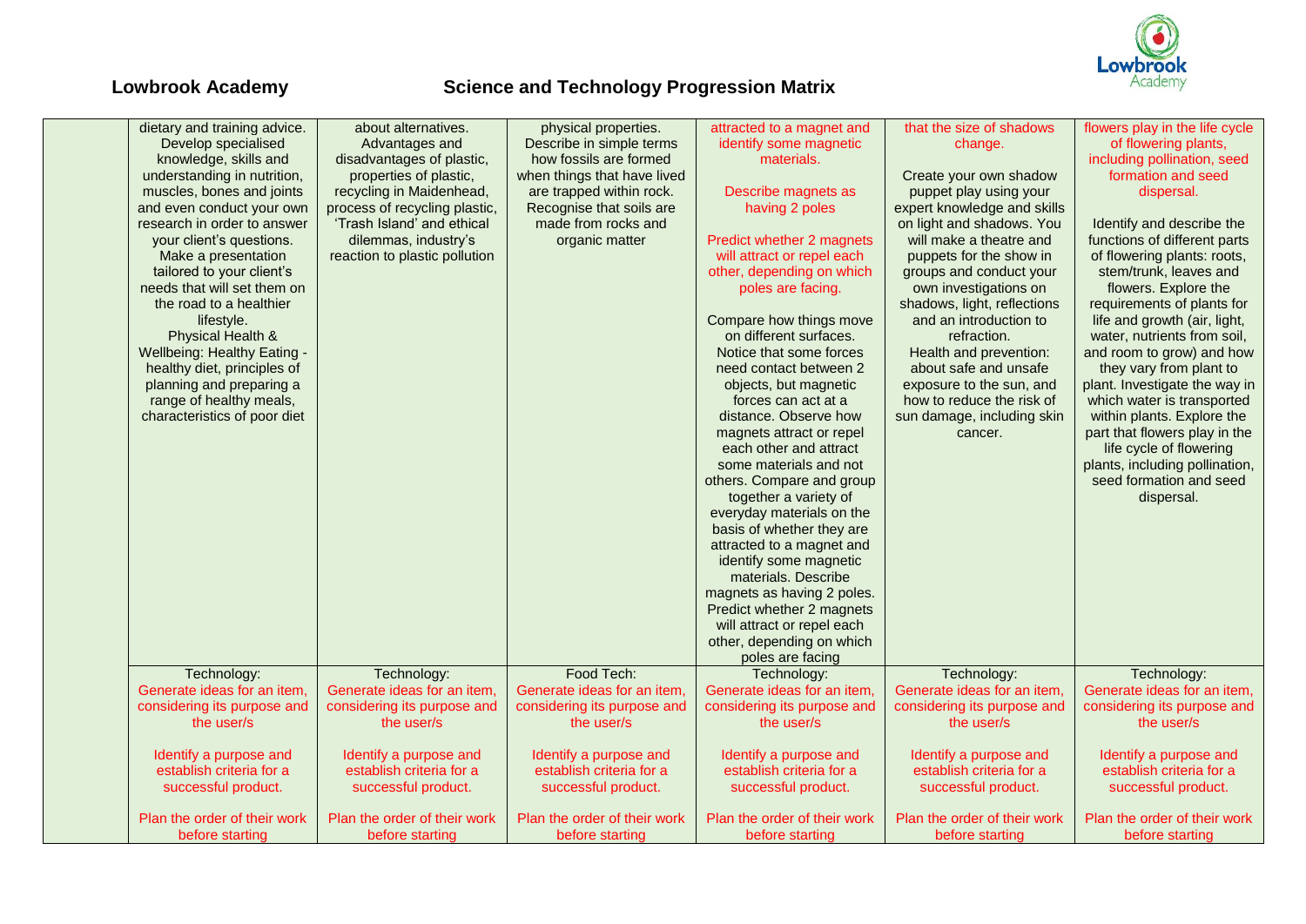## Lowbrook Academy

## Science and Technology Progression Matrix

| | | | | | | |
|---|---|---|---|---|---|---|
| | dietary and training advice. Develop specialised knowledge, skills and understanding in nutrition, muscles, bones and joints and even conduct your own research in order to answer your client's questions. Make a presentation tailored to your client's needs that will set them on the road to a healthier lifestyle. Physical Health & Wellbeing: Healthy Eating - healthy diet, principles of planning and preparing a range of healthy meals, characteristics of poor diet | about alternatives. Advantages and disadvantages of plastic, properties of plastic, recycling in Maidenhead, process of recycling plastic, 'Trash Island' and ethical dilemmas, industry's reaction to plastic pollution | physical properties. Describe in simple terms how fossils are formed when things that have lived are trapped within rock. Recognise that soils are made from rocks and organic matter | attracted to a magnet and identify some magnetic materials.<br><br>Describe magnets as having 2 poles<br><br>Predict whether 2 magnets will attract or repel each other, depending on which poles are facing.<br><br>Compare how things move on different surfaces. Notice that some forces need contact between 2 objects, but magnetic forces can act at a distance. Observe how magnets attract or repel each other and attract some materials and not others. Compare and group together a variety of everyday materials on the basis of whether they are attracted to a magnet and identify some magnetic materials. Describe magnets as having 2 poles. Predict whether 2 magnets will attract or repel each other, depending on which poles are facing | that the size of shadows change.<br><br>Create your own shadow puppet play using your expert knowledge and skills on light and shadows. You will make a theatre and puppets for the show in groups and conduct your own investigations on shadows, light, reflections and an introduction to refraction. Health and prevention: about safe and unsafe exposure to the sun, and how to reduce the risk of sun damage, including skin cancer. | flowers play in the life cycle of flowering plants, including pollination, seed formation and seed dispersal.<br><br>Identify and describe the functions of different parts of flowering plants: roots, stem/trunk, leaves and flowers. Explore the requirements of plants for life and growth (air, light, water, nutrients from soil, and room to grow) and how they vary from plant to plant. Investigate the way in which water is transported within plants. Explore the part that flowers play in the life cycle of flowering plants, including pollination, seed formation and seed dispersal. |
| | Technology:<br>Generate ideas for an item, considering its purpose and the user/s<br><br>Identify a purpose and establish criteria for a successful product.<br><br>Plan the order of their work before starting | Technology:<br>Generate ideas for an item, considering its purpose and the user/s<br><br>Identify a purpose and establish criteria for a successful product.<br><br>Plan the order of their work before starting | Food Tech:<br>Generate ideas for an item, considering its purpose and the user/s<br><br>Identify a purpose and establish criteria for a successful product.<br><br>Plan the order of their work before starting | Technology:<br>Generate ideas for an item, considering its purpose and the user/s<br><br>Identify a purpose and establish criteria for a successful product.<br><br>Plan the order of their work before starting | Technology:<br>Generate ideas for an item, considering its purpose and the user/s<br><br>Identify a purpose and establish criteria for a successful product.<br><br>Plan the order of their work before starting | Technology:<br>Generate ideas for an item, considering its purpose and the user/s<br><br>Identify a purpose and establish criteria for a successful product.<br><br>Plan the order of their work before starting |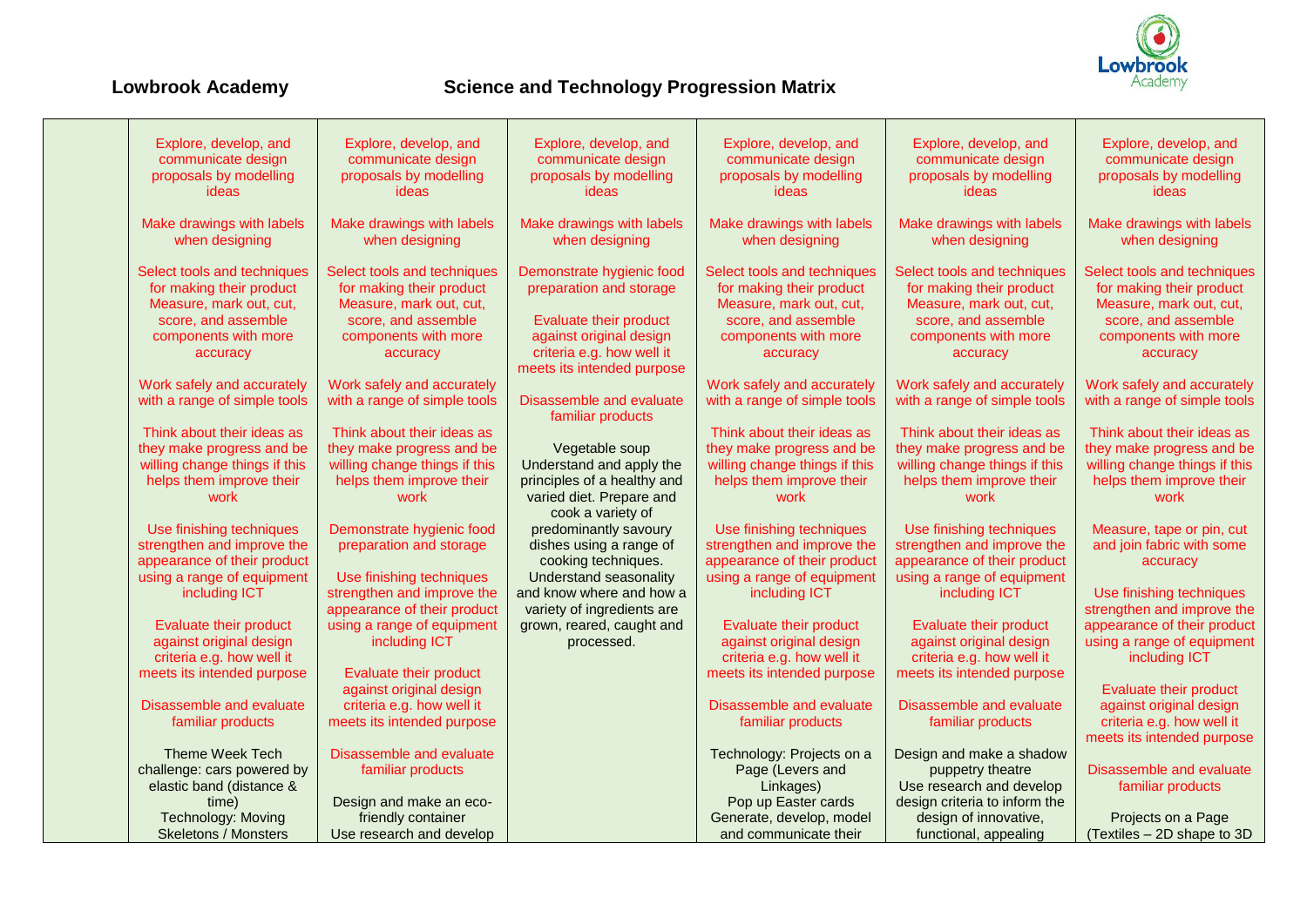**Lowbrook Academy** **Science and Technology Progression Matrix**

| | | | | | | |
|---|---|---|---|---|---|---|
| | Explore, develop, and communicate design proposals by modelling ideas<br><br>Make drawings with labels when designing<br><br>Select tools and techniques for making their product Measure, mark out, cut, score, and assemble components with more accuracy<br><br>Work safely and accurately with a range of simple tools<br><br>Think about their ideas as they make progress and be willing change things if this helps them improve their work<br><br>Use finishing techniques strengthen and improve the appearance of their product using a range of equipment including ICT<br><br>Evaluate their product against original design criteria e.g. how well it meets its intended purpose<br><br>Disassemble and evaluate familiar products<br><br>Theme Week Tech challenge: cars powered by elastic band (distance & time)<br>Technology: Moving Skeletons / Monsters | Explore, develop, and communicate design proposals by modelling ideas<br><br>Make drawings with labels when designing<br><br>Select tools and techniques for making their product Measure, mark out, cut, score, and assemble components with more accuracy<br><br>Work safely and accurately with a range of simple tools<br><br>Think about their ideas as they make progress and be willing change things if this helps them improve their work<br><br>Demonstrate hygienic food preparation and storage<br><br>Use finishing techniques strengthen and improve the appearance of their product using a range of equipment including ICT<br><br>Evaluate their product against original design criteria e.g. how well it meets its intended purpose<br><br>Disassemble and evaluate familiar products<br><br>Design and make an eco-friendly container<br>Use research and develop | Explore, develop, and communicate design proposals by modelling ideas<br><br>Make drawings with labels when designing<br><br>Demonstrate hygienic food preparation and storage<br><br>Evaluate their product against original design criteria e.g. how well it meets its intended purpose<br><br>Disassemble and evaluate familiar products<br><br>Vegetable soup<br>Understand and apply the principles of a healthy and varied diet. Prepare and cook a variety of predominantly savoury dishes using a range of cooking techniques.<br>Understand seasonality and know where and how a variety of ingredients are grown, reared, caught and processed. | Explore, develop, and communicate design proposals by modelling ideas<br><br>Make drawings with labels when designing<br><br>Select tools and techniques for making their product Measure, mark out, cut, score, and assemble components with more accuracy<br><br>Work safely and accurately with a range of simple tools<br><br>Think about their ideas as they make progress and be willing change things if this helps them improve their work<br><br>Use finishing techniques strengthen and improve the appearance of their product using a range of equipment including ICT<br><br>Evaluate their product against original design criteria e.g. how well it meets its intended purpose<br><br>Disassemble and evaluate familiar products<br><br>Technology: Projects on a Page (Levers and Linkages)<br>Pop up Easter cards<br>Generate, develop, model and communicate their | Explore, develop, and communicate design proposals by modelling ideas<br><br>Make drawings with labels when designing<br><br>Select tools and techniques for making their product Measure, mark out, cut, score, and assemble components with more accuracy<br><br>Work safely and accurately with a range of simple tools<br><br>Think about their ideas as they make progress and be willing change things if this helps them improve their work<br><br>Use finishing techniques strengthen and improve the appearance of their product using a range of equipment including ICT<br><br>Evaluate their product against original design criteria e.g. how well it meets its intended purpose<br><br>Disassemble and evaluate familiar products<br><br>Design and make a shadow puppetry theatre<br>Use research and develop design criteria to inform the design of innovative, functional, appealing | Explore, develop, and communicate design proposals by modelling ideas<br><br>Make drawings with labels when designing<br><br>Select tools and techniques for making their product Measure, mark out, cut, score, and assemble components with more accuracy<br><br>Work safely and accurately with a range of simple tools<br><br>Think about their ideas as they make progress and be willing change things if this helps them improve their work<br><br>Measure, tape or pin, cut and join fabric with some accuracy<br><br>Use finishing techniques strengthen and improve the appearance of their product using a range of equipment including ICT<br><br>Evaluate their product against original design criteria e.g. how well it meets its intended purpose<br><br>Disassemble and evaluate familiar products<br><br>Projects on a Page (Textiles – 2D shape to 3D |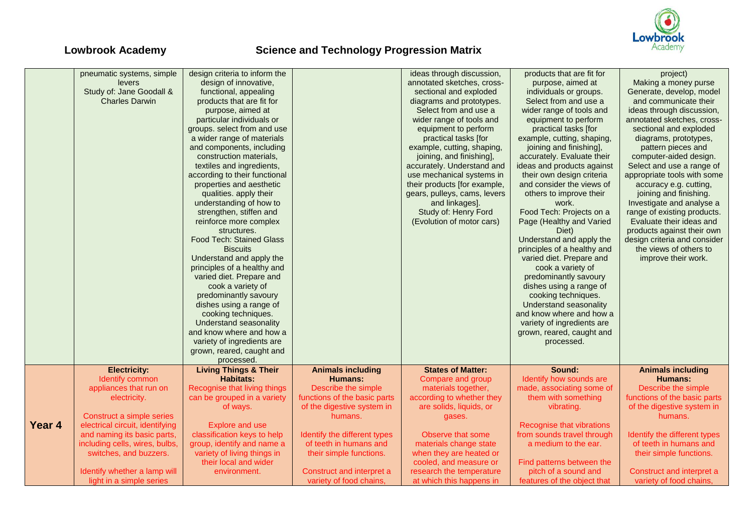# Lowbrook Academy

## Science and Technology Progression Matrix

| | | | | | | |
|---|---|---|---|---|---|---|
| | pneumatic systems, simple levers<br>Study of: Jane Goodall & Charles Darwin | design criteria to inform the design of innovative, functional, appealing products that are fit for purpose, aimed at particular individuals or groups. select from and use a wider range of materials and components, including construction materials, textiles and ingredients, according to their functional properties and aesthetic qualities. apply their understanding of how to strengthen, stiffen and reinforce more complex structures.<br>Food Tech: Stained Glass Biscuits<br>Understand and apply the principles of a healthy and varied diet. Prepare and cook a variety of predominantly savoury dishes using a range of cooking techniques. Understand seasonality and know where and how a variety of ingredients are grown, reared, caught and processed. | | ideas through discussion, annotated sketches, cross-sectional and exploded diagrams and prototypes. Select from and use a wider range of tools and equipment to perform practical tasks [for example, cutting, shaping, joining, and finishing], accurately. Understand and use mechanical systems in their products [for example, gears, pulleys, cams, levers and linkages].<br>Study of: Henry Ford (Evolution of motor cars) | products that are fit for purpose, aimed at individuals or groups. Select from and use a wider range of tools and equipment to perform practical tasks [for example, cutting, shaping, joining and finishing], accurately. Evaluate their ideas and products against their own design criteria and consider the views of others to improve their work.<br>Food Tech: Projects on a Page (Healthy and Varied Diet)<br>Understand and apply the principles of a healthy and varied diet. Prepare and cook a variety of predominantly savoury dishes using a range of cooking techniques. Understand seasonality and know where and how a variety of ingredients are grown, reared, caught and processed. | project)<br>Making a money purse<br>Generate, develop, model and communicate their ideas through discussion, annotated sketches, cross-sectional and exploded diagrams, prototypes, pattern pieces and computer-aided design. Select and use a range of appropriate tools with some accuracy e.g. cutting, joining and finishing. Investigate and analyse a range of existing products. Evaluate their ideas and products against their own design criteria and consider the views of others to improve their work. |
| **Year 4** | **Electricity:**<br>Identify common appliances that run on electricity.<br><br>Construct a simple series electrical circuit, identifying and naming its basic parts, including cells, wires, bulbs, switches, and buzzers.<br><br>Identify whether a lamp will light in a simple series | **Living Things & Their Habitats:**<br>Recognise that living things can be grouped in a variety of ways.<br><br>Explore and use classification keys to help group, identify and name a variety of living things in their local and wider environment. | **Animals including Humans:**<br>Describe the simple functions of the basic parts of the digestive system in humans.<br><br>Identify the different types of teeth in humans and their simple functions.<br><br>Construct and interpret a variety of food chains, | **States of Matter:**<br>Compare and group materials together, according to whether they are solids, liquids, or gases.<br><br>Observe that some materials change state when they are heated or cooled, and measure or research the temperature at which this happens in | **Sound:**<br>Identify how sounds are made, associating some of them with something vibrating.<br><br>Recognise that vibrations from sounds travel through a medium to the ear.<br><br>Find patterns between the pitch of a sound and features of the object that | **Animals including Humans:**<br>Describe the simple functions of the basic parts of the digestive system in humans.<br><br>Identify the different types of teeth in humans and their simple functions.<br><br>Construct and interpret a variety of food chains, |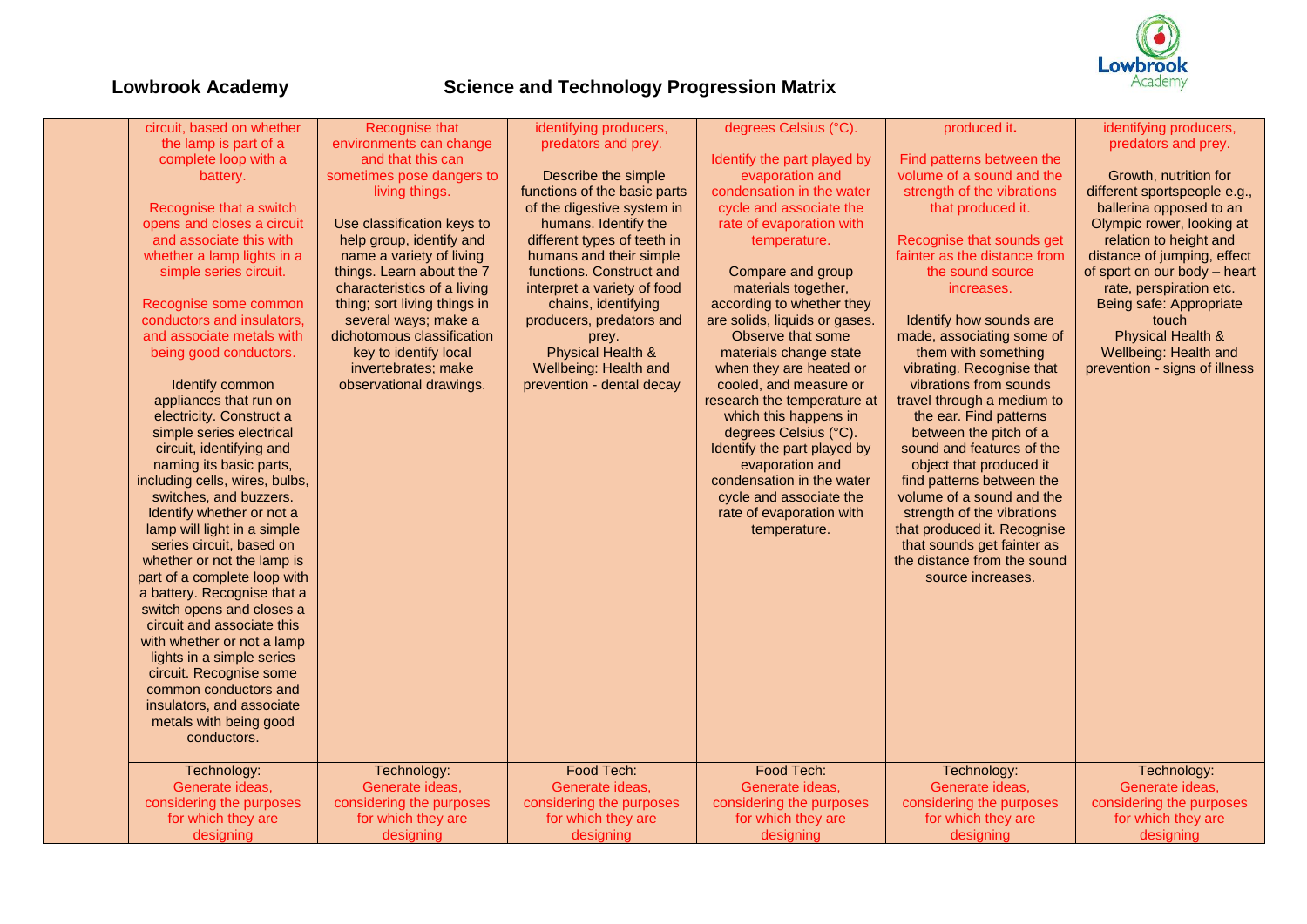# Lowbrook Academy

## Science and Technology Progression Matrix

| | | | | | | |
|---|---|---|---|---|---|---|
| | circuit, based on whether the lamp is part of a complete loop with a battery. <br><br> Recognise that a switch opens and closes a circuit and associate this with whether a lamp lights in a simple series circuit. <br><br> Recognise some common conductors and insulators, and associate metals with being good conductors. <br><br> Identify common appliances that run on electricity. Construct a simple series electrical circuit, identifying and naming its basic parts, including cells, wires, bulbs, switches, and buzzers. Identify whether or not a lamp will light in a simple series circuit, based on whether or not the lamp is part of a complete loop with a battery. Recognise that a switch opens and closes a circuit and associate this with whether or not a lamp lights in a simple series circuit. Recognise some common conductors and insulators, and associate metals with being good conductors. | Recognise that environments can change and that this can sometimes pose dangers to living things. <br><br> Use classification keys to help group, identify and name a variety of living things. Learn about the 7 characteristics of a living thing; sort living things in several ways; make a dichotomous classification key to identify local invertebrates; make observational drawings. | identifying producers, predators and prey. <br><br> Describe the simple functions of the basic parts of the digestive system in humans. Identify the different types of teeth in humans and their simple functions. Construct and interpret a variety of food chains, identifying producers, predators and prey. <br> Physical Health & Wellbeing: Health and prevention - dental decay | degrees Celsius (°C). <br><br> Identify the part played by evaporation and condensation in the water cycle and associate the rate of evaporation with temperature. <br><br> Compare and group materials together, according to whether they are solids, liquids or gases. Observe that some materials change state when they are heated or cooled, and measure or research the temperature at which this happens in degrees Celsius (°C). Identify the part played by evaporation and condensation in the water cycle and associate the rate of evaporation with temperature. | produced it. <br><br> Find patterns between the volume of a sound and the strength of the vibrations that produced it. <br><br> Recognise that sounds get fainter as the distance from the sound source increases. <br><br> Identify how sounds are made, associating some of them with something vibrating. Recognise that vibrations from sounds travel through a medium to the ear. Find patterns between the pitch of a sound and features of the object that produced it find patterns between the volume of a sound and the strength of the vibrations that produced it. Recognise that sounds get fainter as the distance from the sound source increases. | identifying producers, predators and prey. <br><br> Growth, nutrition for different sportspeople e.g., ballerina opposed to an Olympic rower, looking at relation to height and distance of jumping, effect of sport on our body – heart rate, perspiration etc. <br> Being safe: Appropriate touch <br> Physical Health & Wellbeing: Health and prevention - signs of illness |
| | Technology: <br> Generate ideas, considering the purposes for which they are designing | Technology: <br> Generate ideas, considering the purposes for which they are designing | Food Tech: <br> Generate ideas, considering the purposes for which they are designing | Food Tech: <br> Generate ideas, considering the purposes for which they are designing | Technology: <br> Generate ideas, considering the purposes for which they are designing | Technology: <br> Generate ideas, considering the purposes for which they are designing |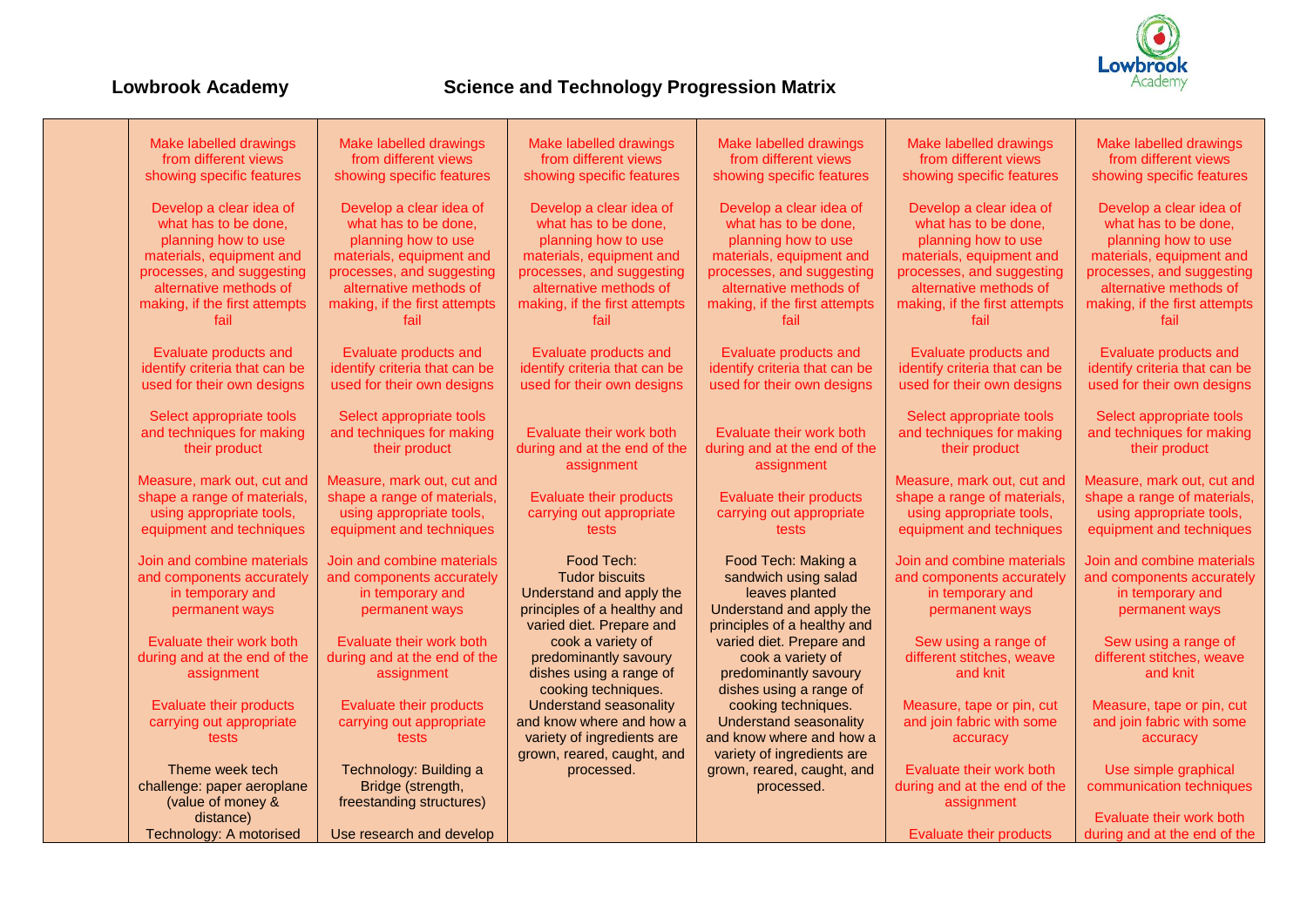**Lowbrook Academy** **Science and Technology Progression Matrix**

| | | | | | | |
|---|---|---|---|---|---|---|
| | Make labelled drawings from different views showing specific features<br><br>Develop a clear idea of what has to be done, planning how to use materials, equipment and processes, and suggesting alternative methods of making, if the first attempts fail<br><br>Evaluate products and identify criteria that can be used for their own designs<br><br>Select appropriate tools and techniques for making their product<br><br>Measure, mark out, cut and shape a range of materials, using appropriate tools, equipment and techniques<br><br>Join and combine materials and components accurately in temporary and permanent ways<br><br>Evaluate their work both during and at the end of the assignment<br><br>Evaluate their products carrying out appropriate tests<br><br>Theme week tech challenge: paper aeroplane (value of money & distance)<br>Technology: A motorised | Make labelled drawings from different views showing specific features<br><br>Develop a clear idea of what has to be done, planning how to use materials, equipment and processes, and suggesting alternative methods of making, if the first attempts fail<br><br>Evaluate products and identify criteria that can be used for their own designs<br><br>Select appropriate tools and techniques for making their product<br><br>Measure, mark out, cut and shape a range of materials, using appropriate tools, equipment and techniques<br><br>Join and combine materials and components accurately in temporary and permanent ways<br><br>Evaluate their work both during and at the end of the assignment<br><br>Evaluate their products carrying out appropriate tests<br><br>Technology: Building a Bridge (strength, freestanding structures)<br><br>Use research and develop | Make labelled drawings from different views showing specific features<br><br>Develop a clear idea of what has to be done, planning how to use materials, equipment and processes, and suggesting alternative methods of making, if the first attempts fail<br><br>Evaluate products and identify criteria that can be used for their own designs<br><br>Evaluate their work both during and at the end of the assignment<br><br>Evaluate their products carrying out appropriate tests<br><br>Food Tech:<br>Tudor biscuits<br>Understand and apply the principles of a healthy and varied diet. Prepare and cook a variety of predominantly savoury dishes using a range of cooking techniques.<br>Understand seasonality and know where and how a variety of ingredients are grown, reared, caught, and processed. | Make labelled drawings from different views showing specific features<br><br>Develop a clear idea of what has to be done, planning how to use materials, equipment and processes, and suggesting alternative methods of making, if the first attempts fail<br><br>Evaluate products and identify criteria that can be used for their own designs<br><br>Evaluate their work both during and at the end of the assignment<br><br>Evaluate their products carrying out appropriate tests<br><br>Food Tech: Making a sandwich using salad leaves planted<br>Understand and apply the principles of a healthy and varied diet. Prepare and cook a variety of predominantly savoury dishes using a range of cooking techniques.<br>Understand seasonality and know where and how a variety of ingredients are grown, reared, caught, and processed. | Make labelled drawings from different views showing specific features<br><br>Develop a clear idea of what has to be done, planning how to use materials, equipment and processes, and suggesting alternative methods of making, if the first attempts fail<br><br>Evaluate products and identify criteria that can be used for their own designs<br><br>Select appropriate tools and techniques for making their product<br><br>Measure, mark out, cut and shape a range of materials, using appropriate tools, equipment and techniques<br><br>Join and combine materials and components accurately in temporary and permanent ways<br><br>Sew using a range of different stitches, weave and knit<br><br>Measure, tape or pin, cut and join fabric with some accuracy<br><br>Evaluate their work both during and at the end of the assignment<br><br>Evaluate their products | Make labelled drawings from different views showing specific features<br><br>Develop a clear idea of what has to be done, planning how to use materials, equipment and processes, and suggesting alternative methods of making, if the first attempts fail<br><br>Evaluate products and identify criteria that can be used for their own designs<br><br>Select appropriate tools and techniques for making their product<br><br>Measure, mark out, cut and shape a range of materials, using appropriate tools, equipment and techniques<br><br>Join and combine materials and components accurately in temporary and permanent ways<br><br>Sew using a range of different stitches, weave and knit<br><br>Measure, tape or pin, cut and join fabric with some accuracy<br><br>Use simple graphical communication techniques<br><br>Evaluate their work both during and at the end of the |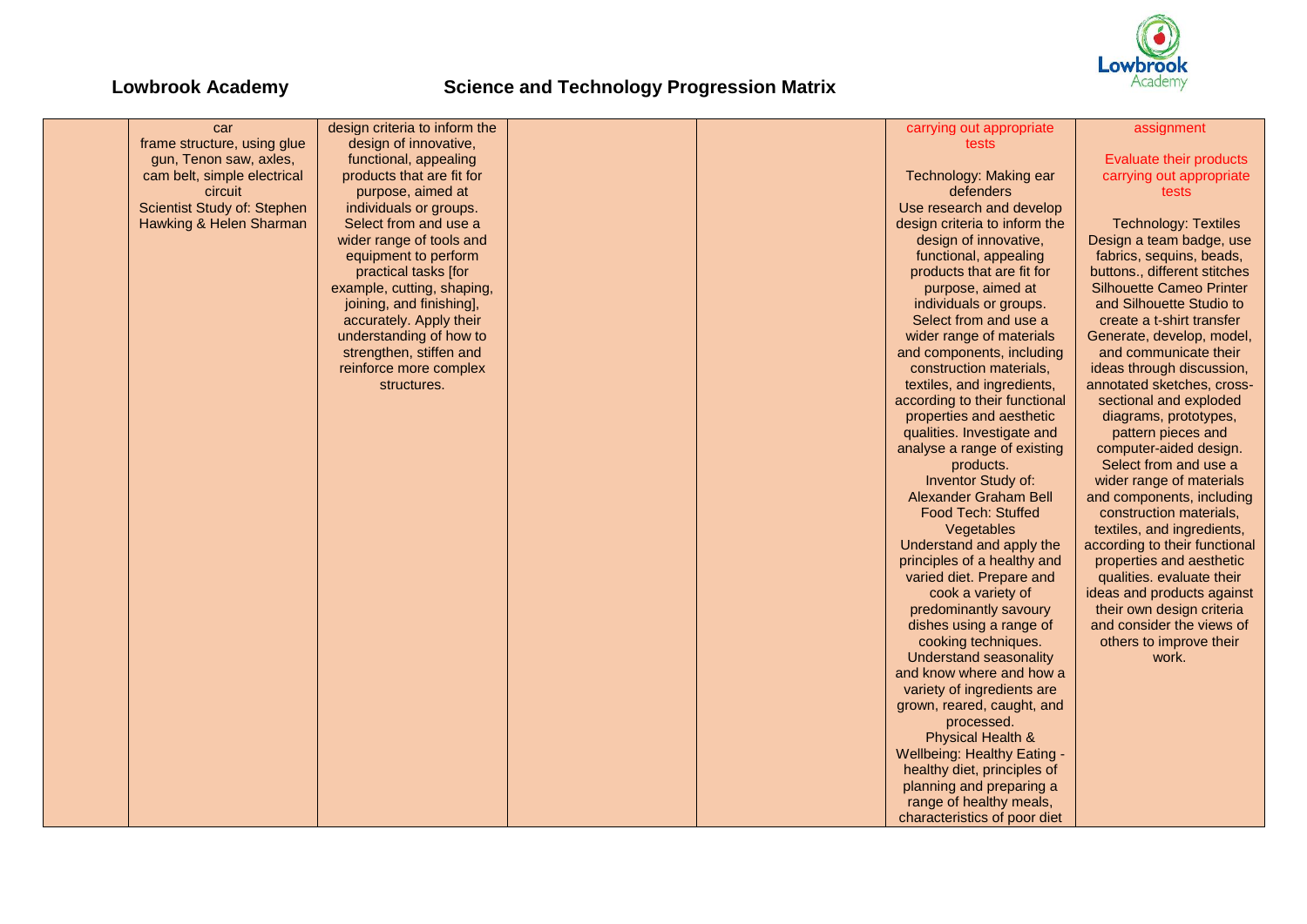# Lowbrook Academy

## Science and Technology Progression Matrix

| | | | | | | |
|---|---|---|---|---|---|---|
| | car frame structure, using glue gun, Tenon saw, axles, cam belt, simple electrical circuit<br>Scientist Study of: Stephen Hawking & Helen Sharman | design criteria to inform the design of innovative, functional, appealing products that are fit for purpose, aimed at individuals or groups. Select from and use a wider range of tools and equipment to perform practical tasks [for example, cutting, shaping, joining, and finishing], accurately. Apply their understanding of how to strengthen, stiffen and reinforce more complex structures. | | | carrying out appropriate tests<br><br>Technology: Making ear defenders<br>Use research and develop design criteria to inform the design of innovative, functional, appealing products that are fit for purpose, aimed at individuals or groups. Select from and use a wider range of materials and components, including construction materials, textiles, and ingredients, according to their functional properties and aesthetic qualities. Investigate and analyse a range of existing products.<br>Inventor Study of: Alexander Graham Bell<br>Food Tech: Stuffed Vegetables<br>Understand and apply the principles of a healthy and varied diet. Prepare and cook a variety of predominantly savoury dishes using a range of cooking techniques. Understand seasonality and know where and how a variety of ingredients are grown, reared, caught, and processed.<br>Physical Health & Wellbeing: Healthy Eating - healthy diet, principles of planning and preparing a range of healthy meals, characteristics of poor diet | assignment<br><br>Evaluate their products carrying out appropriate tests<br><br>Technology: Textiles<br>Design a team badge, use fabrics, sequins, beads, buttons., different stitches Silhouette Cameo Printer and Silhouette Studio to create a t-shirt transfer<br>Generate, develop, model, and communicate their ideas through discussion, annotated sketches, cross-sectional and exploded diagrams, prototypes, pattern pieces and computer-aided design. Select from and use a wider range of materials and components, including construction materials, textiles, and ingredients, according to their functional properties and aesthetic qualities. evaluate their ideas and products against their own design criteria and consider the views of others to improve their work. |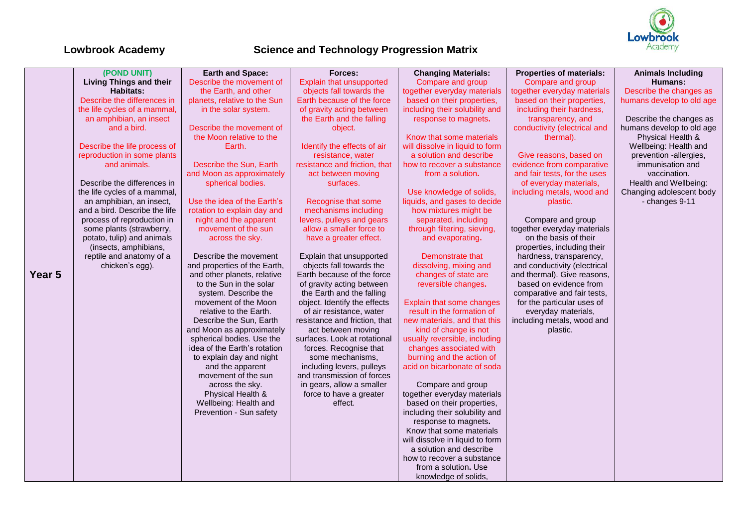## Lowbrook Academy

## Science and Technology Progression Matrix

| | | | | | | |
|---|---|---|---|---|---|---|
| **Year 5** | **(POND UNIT)** **Living Things and their Habitats:** Describe the differences in the life cycles of a mammal, an amphibian, an insect and a bird.<br><br>Describe the life process of reproduction in some plants and animals.<br><br>Describe the differences in the life cycles of a mammal, an amphibian, an insect, and a bird. Describe the life process of reproduction in some plants (strawberry, potato, tulip) and animals (insects, amphibians, reptile and anatomy of a chicken's egg). | **Earth and Space:** Describe the movement of the Earth, and other planets, relative to the Sun in the solar system.<br><br>Describe the movement of the Moon relative to the Earth.<br><br>Describe the Sun, Earth and Moon as approximately spherical bodies.<br><br>Use the idea of the Earth's rotation to explain day and night and the apparent movement of the sun across the sky.<br><br>Describe the movement and properties of the Earth, and other planets, relative to the Sun in the solar system. Describe the movement of the Moon relative to the Earth. Describe the Sun, Earth and Moon as approximately spherical bodies. Use the idea of the Earth's rotation to explain day and night and the apparent movement of the sun across the sky. Physical Health & Wellbeing: Health and Prevention - Sun safety | **Forces:** Explain that unsupported objects fall towards the Earth because of the force of gravity acting between the Earth and the falling object.<br><br>Identify the effects of air resistance, water resistance and friction, that act between moving surfaces.<br><br>Recognise that some mechanisms including levers, pulleys and gears allow a smaller force to have a greater effect.<br><br>Explain that unsupported objects fall towards the Earth because of the force of gravity acting between the Earth and the falling object. Identify the effects of air resistance, water resistance and friction, that act between moving surfaces. Look at rotational forces. Recognise that some mechanisms, including levers, pulleys and transmission of forces in gears, allow a smaller force to have a greater effect. | **Changing Materials:** Compare and group together everyday materials based on their properties, including their solubility and response to magnets.<br><br>Know that some materials will dissolve in liquid to form a solution and describe how to recover a substance from a solution.<br><br>Use knowledge of solids, liquids, and gases to decide how mixtures might be separated, including through filtering, sieving, and evaporating.<br><br>Demonstrate that dissolving, mixing and changes of state are reversible changes.<br><br>Explain that some changes result in the formation of new materials, and that this kind of change is not usually reversible, including changes associated with burning and the action of acid on bicarbonate of soda<br><br>Compare and group together everyday materials based on their properties, including their solubility and response to magnets. Know that some materials will dissolve in liquid to form a solution and describe how to recover a substance from a solution. Use knowledge of solids, | **Properties of materials:** Compare and group together everyday materials based on their properties, including their hardness, transparency, and conductivity (electrical and thermal).<br><br>Give reasons, based on evidence from comparative and fair tests, for the uses of everyday materials, including metals, wood and plastic.<br><br>Compare and group together everyday materials on the basis of their properties, including their hardness, transparency, and conductivity (electrical and thermal). Give reasons, based on evidence from comparative and fair tests, for the particular uses of everyday materials, including metals, wood and plastic. | **Animals Including Humans:** Describe the changes as humans develop to old age<br><br>Describe the changes as humans develop to old age Physical Health & Wellbeing: Health and prevention -allergies, immunisation and vaccination. Health and Wellbeing: Changing adolescent body - changes 9-11 |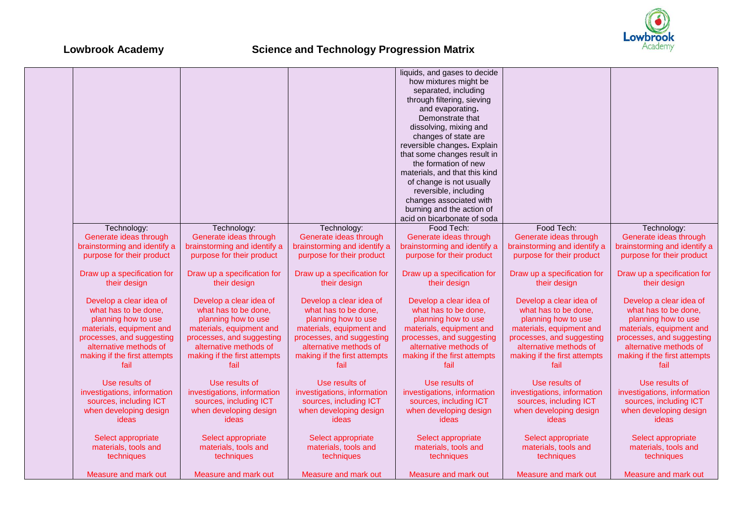**Lowbrook Academy** **Science and Technology Progression Matrix**

| | | | | | | |
|---|---|---|---|---|---|---|
| | | | | liquids, and gases to decide how mixtures might be separated, including through filtering, sieving and evaporating. Demonstrate that dissolving, mixing and changes of state are reversible changes. Explain that some changes result in the formation of new materials, and that this kind of change is not usually reversible, including changes associated with burning and the action of acid on bicarbonate of soda | | |
| | Technology:<br>Generate ideas through brainstorming and identify a purpose for their product<br><br>Draw up a specification for their design<br><br>Develop a clear idea of what has to be done, planning how to use materials, equipment and processes, and suggesting alternative methods of making if the first attempts fail<br><br>Use results of investigations, information sources, including ICT when developing design ideas<br><br>Select appropriate materials, tools and techniques<br><br>Measure and mark out | Technology:<br>Generate ideas through brainstorming and identify a purpose for their product<br><br>Draw up a specification for their design<br><br>Develop a clear idea of what has to be done, planning how to use materials, equipment and processes, and suggesting alternative methods of making if the first attempts fail<br><br>Use results of investigations, information sources, including ICT when developing design ideas<br><br>Select appropriate materials, tools and techniques<br><br>Measure and mark out | Technology:<br>Generate ideas through brainstorming and identify a purpose for their product<br><br>Draw up a specification for their design<br><br>Develop a clear idea of what has to be done, planning how to use materials, equipment and processes, and suggesting alternative methods of making if the first attempts fail<br><br>Use results of investigations, information sources, including ICT when developing design ideas<br><br>Select appropriate materials, tools and techniques<br><br>Measure and mark out | Food Tech:<br>Generate ideas through brainstorming and identify a purpose for their product<br><br>Draw up a specification for their design<br><br>Develop a clear idea of what has to be done, planning how to use materials, equipment and processes, and suggesting alternative methods of making if the first attempts fail<br><br>Use results of investigations, information sources, including ICT when developing design ideas<br><br>Select appropriate materials, tools and techniques<br><br>Measure and mark out | Food Tech:<br>Generate ideas through brainstorming and identify a purpose for their product<br><br>Draw up a specification for their design<br><br>Develop a clear idea of what has to be done, planning how to use materials, equipment and processes, and suggesting alternative methods of making if the first attempts fail<br><br>Use results of investigations, information sources, including ICT when developing design ideas<br><br>Select appropriate materials, tools and techniques<br><br>Measure and mark out | Technology:<br>Generate ideas through brainstorming and identify a purpose for their product<br><br>Draw up a specification for their design<br><br>Develop a clear idea of what has to be done, planning how to use materials, equipment and processes, and suggesting alternative methods of making if the first attempts fail<br><br>Use results of investigations, information sources, including ICT when developing design ideas<br><br>Select appropriate materials, tools and techniques<br><br>Measure and mark out |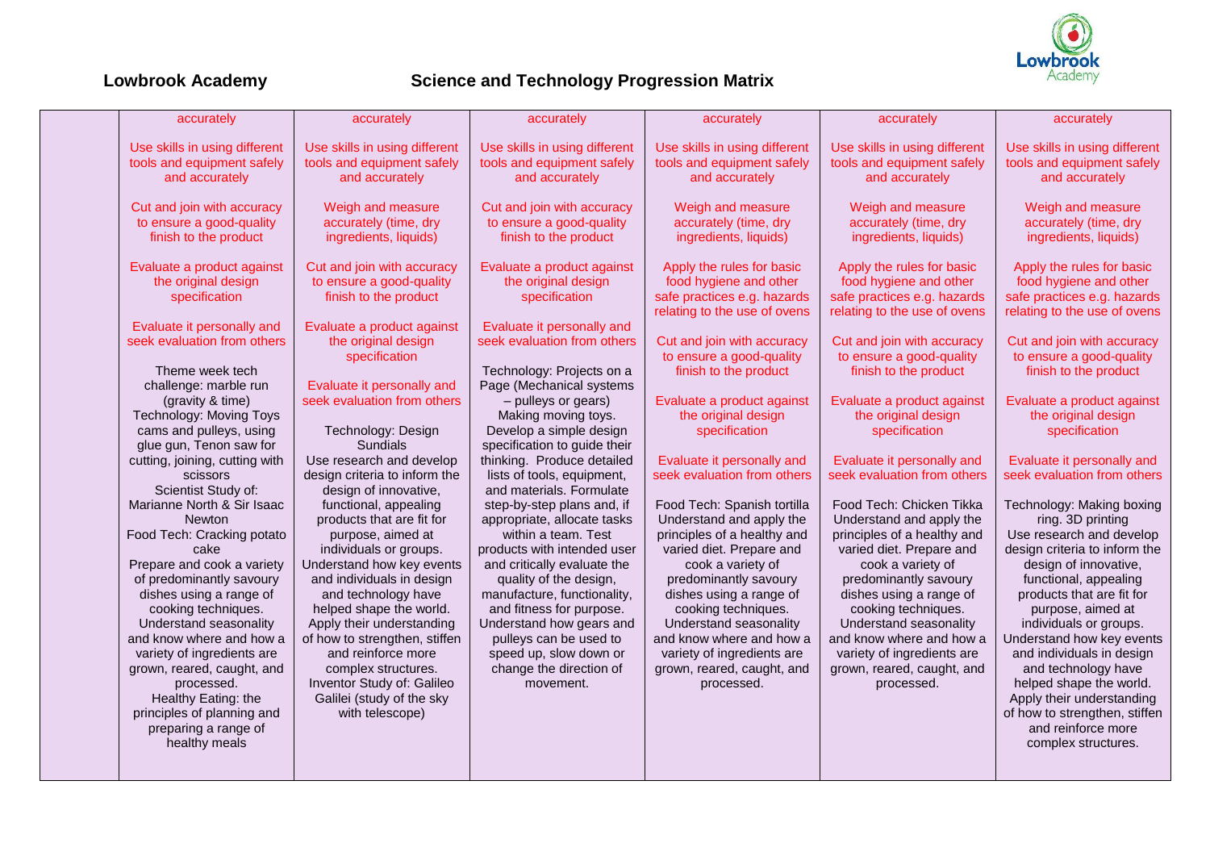**Lowbrook Academy** **Science and Technology Progression Matrix**

| | | | | | | |
|---|---|---|---|---|---|---|
| | accurately<br><br>Use skills in using different tools and equipment safely and accurately<br><br>Cut and join with accuracy to ensure a good-quality finish to the product<br><br>Evaluate a product against the original design specification<br><br>Evaluate it personally and seek evaluation from others<br><br>Theme week tech challenge: marble run (gravity & time)<br>Technology: Moving Toys cams and pulleys, using glue gun, Tenon saw for cutting, joining, cutting with scissors<br>Scientist Study of: Marianne North & Sir Isaac Newton<br>Food Tech: Cracking potato cake<br>Prepare and cook a variety of predominantly savoury dishes using a range of cooking techniques.<br>Understand seasonality and know where and how a variety of ingredients are grown, reared, caught, and processed.<br>Healthy Eating: the principles of planning and preparing a range of healthy meals | accurately<br><br>Use skills in using different tools and equipment safely and accurately<br><br>Weigh and measure accurately (time, dry ingredients, liquids)<br><br>Cut and join with accuracy to ensure a good-quality finish to the product<br><br>Evaluate a product against the original design specification<br><br>Evaluate it personally and seek evaluation from others<br><br>Technology: Design Sundials<br>Use research and develop design criteria to inform the design of innovative, functional, appealing products that are fit for purpose, aimed at individuals or groups.<br>Understand how key events and individuals in design and technology have helped shape the world.<br>Apply their understanding of how to strengthen, stiffen and reinforce more complex structures.<br>Inventor Study of: Galileo Galilei (study of the sky with telescope) | accurately<br><br>Use skills in using different tools and equipment safely and accurately<br><br>Cut and join with accuracy to ensure a good-quality finish to the product<br><br>Evaluate a product against the original design specification<br><br>Evaluate it personally and seek evaluation from others<br><br>Technology: Projects on a Page (Mechanical systems – pulleys or gears)<br>Making moving toys.<br>Develop a simple design specification to guide their thinking. Produce detailed lists of tools, equipment, and materials. Formulate step-by-step plans and, if appropriate, allocate tasks within a team. Test products with intended user and critically evaluate the quality of the design, manufacture, functionality, and fitness for purpose.<br>Understand how gears and pulleys can be used to speed up, slow down or change the direction of movement. | accurately<br><br>Use skills in using different tools and equipment safely and accurately<br><br>Weigh and measure accurately (time, dry ingredients, liquids)<br><br>Apply the rules for basic food hygiene and other safe practices e.g. hazards relating to the use of ovens<br><br>Cut and join with accuracy to ensure a good-quality finish to the product<br><br>Evaluate a product against the original design specification<br><br>Evaluate it personally and seek evaluation from others<br><br>Food Tech: Spanish tortilla<br>Understand and apply the principles of a healthy and varied diet. Prepare and cook a variety of predominantly savoury dishes using a range of cooking techniques.<br>Understand seasonality and know where and how a variety of ingredients are grown, reared, caught, and processed. | accurately<br><br>Use skills in using different tools and equipment safely and accurately<br><br>Weigh and measure accurately (time, dry ingredients, liquids)<br><br>Apply the rules for basic food hygiene and other safe practices e.g. hazards relating to the use of ovens<br><br>Cut and join with accuracy to ensure a good-quality finish to the product<br><br>Evaluate a product against the original design specification<br><br>Evaluate it personally and seek evaluation from others<br><br>Food Tech: Chicken Tikka<br>Understand and apply the principles of a healthy and varied diet. Prepare and cook a variety of predominantly savoury dishes using a range of cooking techniques.<br>Understand seasonality and know where and how a variety of ingredients are grown, reared, caught, and processed. | accurately<br><br>Use skills in using different tools and equipment safely and accurately<br><br>Weigh and measure accurately (time, dry ingredients, liquids)<br><br>Apply the rules for basic food hygiene and other safe practices e.g. hazards relating to the use of ovens<br><br>Cut and join with accuracy to ensure a good-quality finish to the product<br><br>Evaluate a product against the original design specification<br><br>Evaluate it personally and seek evaluation from others<br><br>Technology: Making boxing ring. 3D printing<br>Use research and develop design criteria to inform the design of innovative, functional, appealing products that are fit for purpose, aimed at individuals or groups.<br>Understand how key events and individuals in design and technology have helped shape the world.<br>Apply their understanding of how to strengthen, stiffen and reinforce more complex structures. |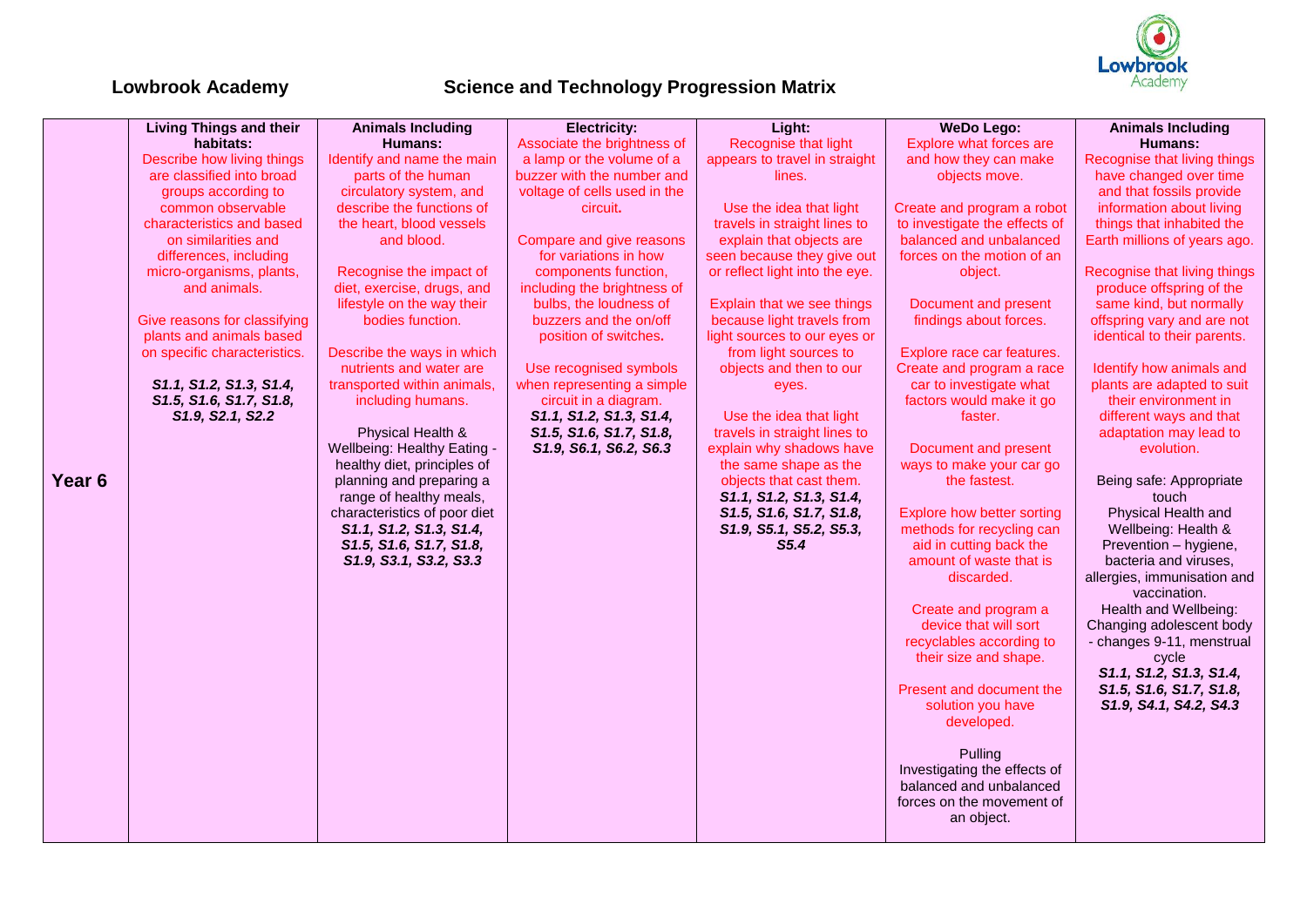**Lowbrook Academy** **Science and Technology Progression Matrix**

| | Living Things and their habitats: | Animals Including Humans: | Electricity: | Light: | WeDo Lego: | Animals Including Humans: |
|---|---|---|---|---|---|---|
| **Year 6** | Describe how living things are classified into broad groups according to common observable characteristics and based on similarities and differences, including micro-organisms, plants, and animals.<br><br>Give reasons for classifying plants and animals based on specific characteristics.<br><br>*S1.1, S1.2, S1.3, S1.4, S1.5, S1.6, S1.7, S1.8, S1.9, S2.1, S2.2* | Identify and name the main parts of the human circulatory system, and describe the functions of the heart, blood vessels and blood.<br><br>Recognise the impact of diet, exercise, drugs, and lifestyle on the way their bodies function.<br><br>Describe the ways in which nutrients and water are transported within animals, including humans.<br><br>Physical Health & Wellbeing: Healthy Eating - healthy diet, principles of planning and preparing a range of healthy meals, characteristics of poor diet<br>*S1.1, S1.2, S1.3, S1.4, S1.5, S1.6, S1.7, S1.8, S1.9, S3.1, S3.2, S3.3* | Associate the brightness of a lamp or the volume of a buzzer with the number and voltage of cells used in the circuit.<br><br>Compare and give reasons for variations in how components function, including the brightness of bulbs, the loudness of buzzers and the on/off position of switches.<br><br>Use recognised symbols when representing a simple circuit in a diagram.<br>*S1.1, S1.2, S1.3, S1.4, S1.5, S1.6, S1.7, S1.8, S1.9, S6.1, S6.2, S6.3* | Recognise that light appears to travel in straight lines.<br><br>Use the idea that light travels in straight lines to explain that objects are seen because they give out or reflect light into the eye.<br><br>Explain that we see things because light travels from light sources to our eyes or from light sources to objects and then to our eyes.<br><br>Use the idea that light travels in straight lines to explain why shadows have the same shape as the objects that cast them.<br>*S1.1, S1.2, S1.3, S1.4, S1.5, S1.6, S1.7, S1.8, S1.9, S5.1, S5.2, S5.3, S5.4* | Explore what forces are and how they can make objects move.<br><br>Create and program a robot to investigate the effects of balanced and unbalanced forces on the motion of an object.<br><br>Document and present findings about forces.<br><br>Explore race car features. Create and program a race car to investigate what factors would make it go faster.<br><br>Document and present ways to make your car go the fastest.<br><br>Explore how better sorting methods for recycling can aid in cutting back the amount of waste that is discarded.<br><br>Create and program a device that will sort recyclables according to their size and shape.<br><br>Present and document the solution you have developed.<br><br>Pulling<br>Investigating the effects of balanced and unbalanced forces on the movement of an object. | Recognise that living things have changed over time and that fossils provide information about living things that inhabited the Earth millions of years ago.<br><br>Recognise that living things produce offspring of the same kind, but normally offspring vary and are not identical to their parents.<br><br>Identify how animals and plants are adapted to suit their environment in different ways and that adaptation may lead to evolution.<br><br>Being safe: Appropriate touch<br>Physical Health and Wellbeing: Health & Prevention – hygiene, bacteria and viruses, allergies, immunisation and vaccination.<br>Health and Wellbeing: Changing adolescent body - changes 9-11, menstrual cycle<br>*S1.1, S1.2, S1.3, S1.4, S1.5, S1.6, S1.7, S1.8, S1.9, S4.1, S4.2, S4.3* |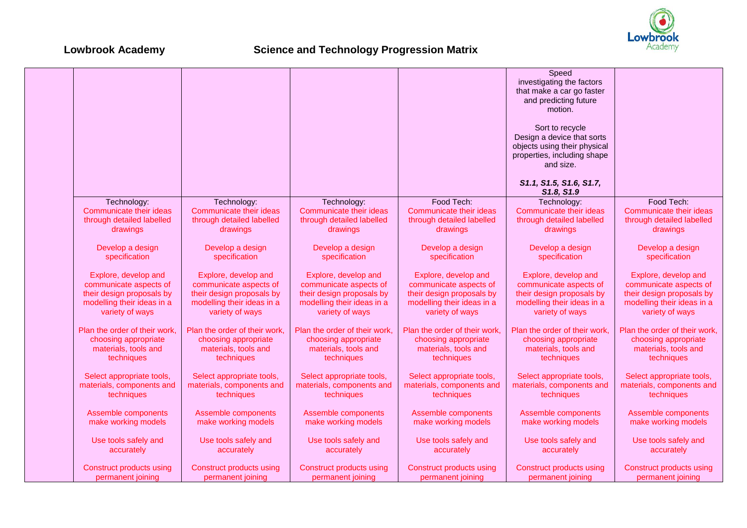**Lowbrook Academy** **Science and Technology Progression Matrix**

| | | | | | | |
|---|---|---|---|---|---|---|
| | | | | | Speed<br>investigating the factors that make a car go faster and predicting future motion.<br><br>Sort to recycle<br>Design a device that sorts objects using their physical properties, including shape and size.<br><br>***S1.1, S1.5, S1.6, S1.7, S1.8, S1.9*** | |
| | Technology:<br>Communicate their ideas through detailed labelled drawings<br><br>Develop a design specification<br><br>Explore, develop and communicate aspects of their design proposals by modelling their ideas in a variety of ways<br><br>Plan the order of their work, choosing appropriate materials, tools and techniques<br><br>Select appropriate tools, materials, components and techniques<br><br>Assemble components make working models<br><br>Use tools safely and accurately<br><br>Construct products using permanent joining | Technology:<br>Communicate their ideas through detailed labelled drawings<br><br>Develop a design specification<br><br>Explore, develop and communicate aspects of their design proposals by modelling their ideas in a variety of ways<br><br>Plan the order of their work, choosing appropriate materials, tools and techniques<br><br>Select appropriate tools, materials, components and techniques<br><br>Assemble components make working models<br><br>Use tools safely and accurately<br><br>Construct products using permanent joining | Technology:<br>Communicate their ideas through detailed labelled drawings<br><br>Develop a design specification<br><br>Explore, develop and communicate aspects of their design proposals by modelling their ideas in a variety of ways<br><br>Plan the order of their work, choosing appropriate materials, tools and techniques<br><br>Select appropriate tools, materials, components and techniques<br><br>Assemble components make working models<br><br>Use tools safely and accurately<br><br>Construct products using permanent joining | Food Tech:<br>Communicate their ideas through detailed labelled drawings<br><br>Develop a design specification<br><br>Explore, develop and communicate aspects of their design proposals by modelling their ideas in a variety of ways<br><br>Plan the order of their work, choosing appropriate materials, tools and techniques<br><br>Select appropriate tools, materials, components and techniques<br><br>Assemble components make working models<br><br>Use tools safely and accurately<br><br>Construct products using permanent joining | Technology:<br>Communicate their ideas through detailed labelled drawings<br><br>Develop a design specification<br><br>Explore, develop and communicate aspects of their design proposals by modelling their ideas in a variety of ways<br><br>Plan the order of their work, choosing appropriate materials, tools and techniques<br><br>Select appropriate tools, materials, components and techniques<br><br>Assemble components make working models<br><br>Use tools safely and accurately<br><br>Construct products using permanent joining | Food Tech:<br>Communicate their ideas through detailed labelled drawings<br><br>Develop a design specification<br><br>Explore, develop and communicate aspects of their design proposals by modelling their ideas in a variety of ways<br><br>Plan the order of their work, choosing appropriate materials, tools and techniques<br><br>Select appropriate tools, materials, components and techniques<br><br>Assemble components make working models<br><br>Use tools safely and accurately<br><br>Construct products using permanent joining |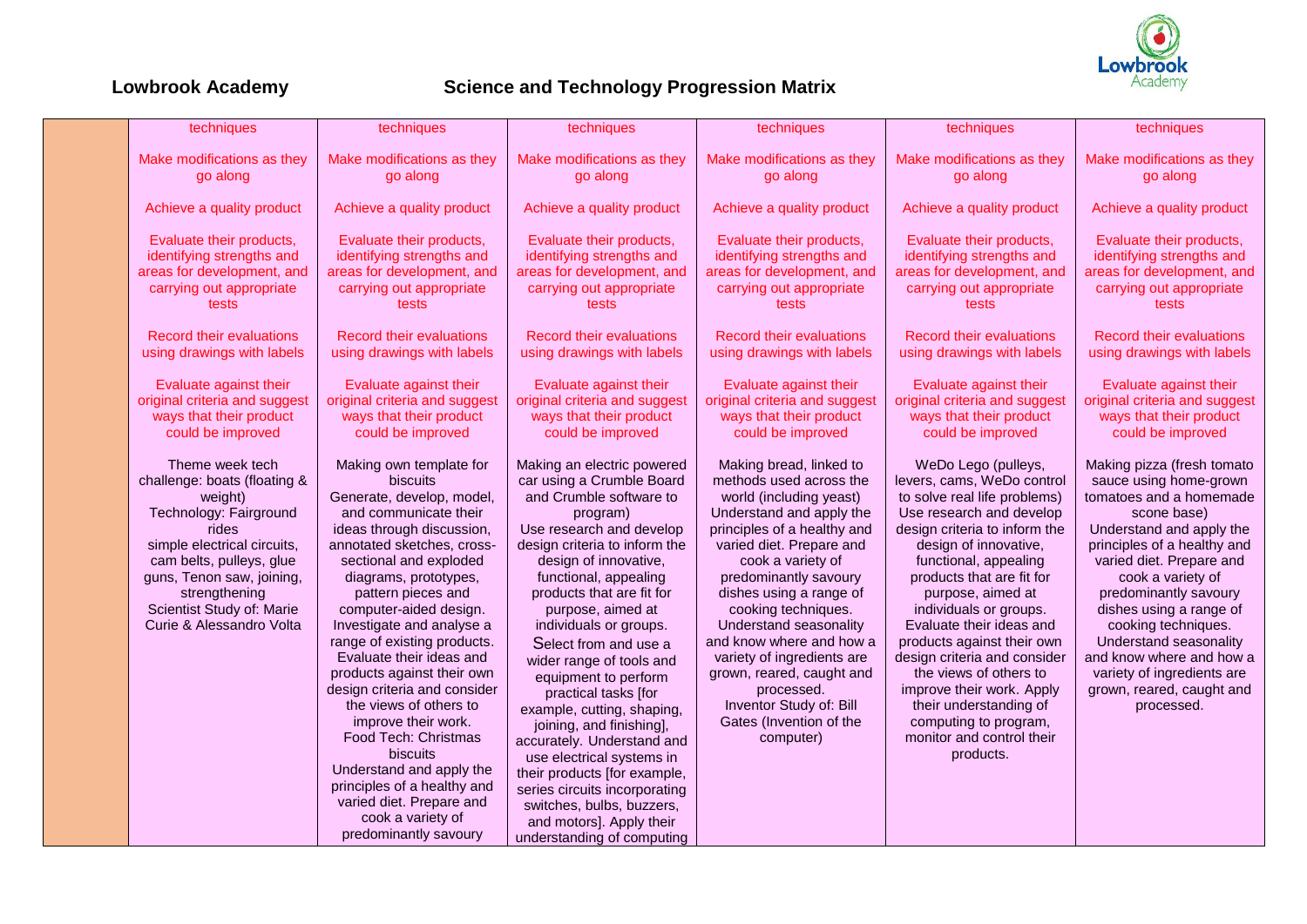**Lowbrook Academy** **Science and Technology Progression Matrix**

| | | | | | | |
|---|---|---|---|---|---|---|
| | techniques<br><br>Make modifications as they go along<br><br>Achieve a quality product<br><br>Evaluate their products, identifying strengths and areas for development, and carrying out appropriate tests<br><br>Record their evaluations using drawings with labels<br><br>Evaluate against their original criteria and suggest ways that their product could be improved<br><br>Theme week tech challenge: boats (floating & weight)<br>Technology: Fairground rides<br>simple electrical circuits, cam belts, pulleys, glue guns, Tenon saw, joining, strengthening<br>Scientist Study of: Marie Curie & Alessandro Volta | techniques<br><br>Make modifications as they go along<br><br>Achieve a quality product<br><br>Evaluate their products, identifying strengths and areas for development, and carrying out appropriate tests<br><br>Record their evaluations using drawings with labels<br><br>Evaluate against their original criteria and suggest ways that their product could be improved<br><br>Making own template for biscuits<br>Generate, develop, model, and communicate their ideas through discussion, annotated sketches, cross-sectional and exploded diagrams, prototypes, pattern pieces and computer-aided design.<br>Investigate and analyse a range of existing products.<br>Evaluate their ideas and products against their own design criteria and consider the views of others to improve their work.<br>Food Tech: Christmas biscuits<br>Understand and apply the principles of a healthy and varied diet. Prepare and cook a variety of predominantly savoury | techniques<br><br>Make modifications as they go along<br><br>Achieve a quality product<br><br>Evaluate their products, identifying strengths and areas for development, and carrying out appropriate tests<br><br>Record their evaluations using drawings with labels<br><br>Evaluate against their original criteria and suggest ways that their product could be improved<br><br>Making an electric powered car using a Crumble Board and Crumble software to program)<br>Use research and develop design criteria to inform the design of innovative, functional, appealing products that are fit for purpose, aimed at individuals or groups.<br>Select from and use a wider range of tools and equipment to perform practical tasks [for example, cutting, shaping, joining, and finishing], accurately. Understand and use electrical systems in their products [for example, series circuits incorporating switches, bulbs, buzzers, and motors]. Apply their understanding of computing | techniques<br><br>Make modifications as they go along<br><br>Achieve a quality product<br><br>Evaluate their products, identifying strengths and areas for development, and carrying out appropriate tests<br><br>Record their evaluations using drawings with labels<br><br>Evaluate against their original criteria and suggest ways that their product could be improved<br><br>Making bread, linked to methods used across the world (including yeast)<br>Understand and apply the principles of a healthy and varied diet. Prepare and cook a variety of predominantly savoury dishes using a range of cooking techniques.<br>Understand seasonality and know where and how a variety of ingredients are grown, reared, caught and processed.<br>Inventor Study of: Bill Gates (Invention of the computer) | techniques<br><br>Make modifications as they go along<br><br>Achieve a quality product<br><br>Evaluate their products, identifying strengths and areas for development, and carrying out appropriate tests<br><br>Record their evaluations using drawings with labels<br><br>Evaluate against their original criteria and suggest ways that their product could be improved<br><br>WeDo Lego (pulleys, levers, cams, WeDo control to solve real life problems)<br>Use research and develop design criteria to inform the design of innovative, functional, appealing products that are fit for purpose, aimed at individuals or groups.<br>Evaluate their ideas and products against their own design criteria and consider the views of others to improve their work. Apply their understanding of computing to program, monitor and control their products. | techniques<br><br>Make modifications as they go along<br><br>Achieve a quality product<br><br>Evaluate their products, identifying strengths and areas for development, and carrying out appropriate tests<br><br>Record their evaluations using drawings with labels<br><br>Evaluate against their original criteria and suggest ways that their product could be improved<br><br>Making pizza (fresh tomato sauce using home-grown tomatoes and a homemade scone base)<br>Understand and apply the principles of a healthy and varied diet. Prepare and cook a variety of predominantly savoury dishes using a range of cooking techniques.<br>Understand seasonality and know where and how a variety of ingredients are grown, reared, caught and processed. |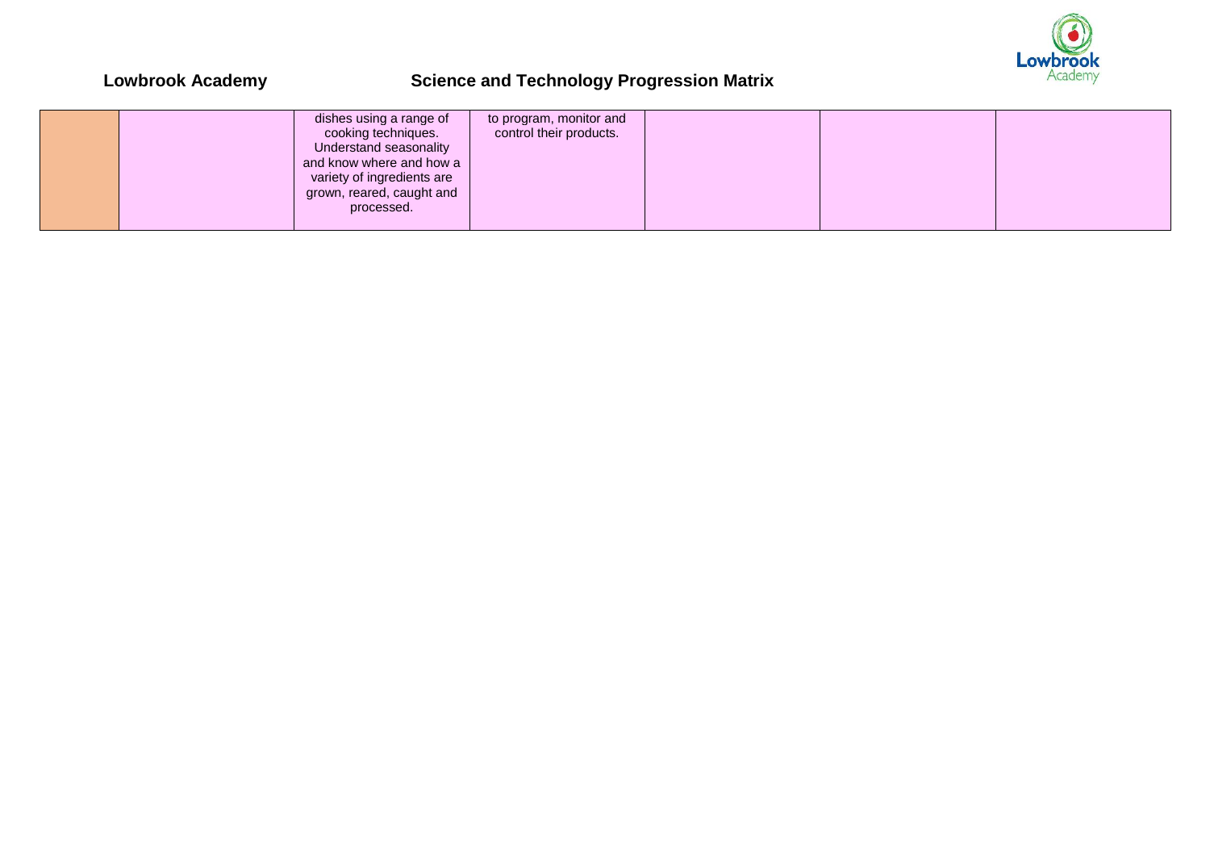| | | | | | | |
|---|---|---|---|---|---|---|
| | | dishes using a range of cooking techniques. Understand seasonality and know where and how a variety of ingredients are grown, reared, caught and processed. | to program, monitor and control their products. | | | |